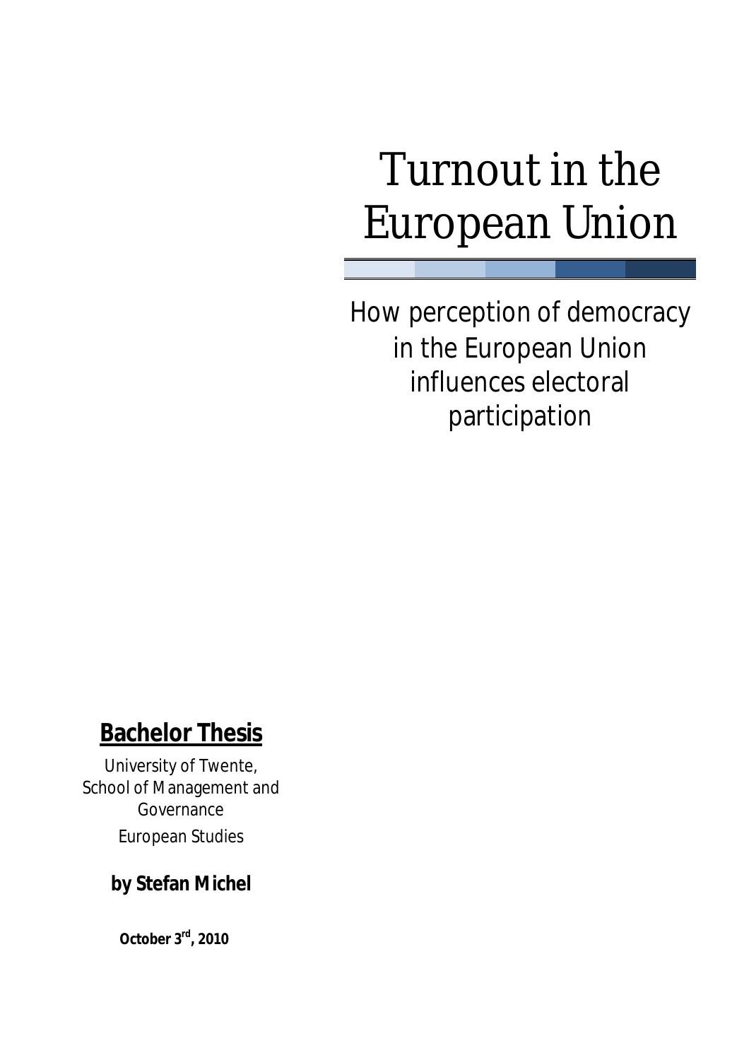# Turnout in the European Union

## How perception of democracy in the European Union influences electoral participation

**Bachelor Thesis**

University of Twente,
School of Management and Governance
European Studies

**by Stefan Michel**

**October 3rd, 2010**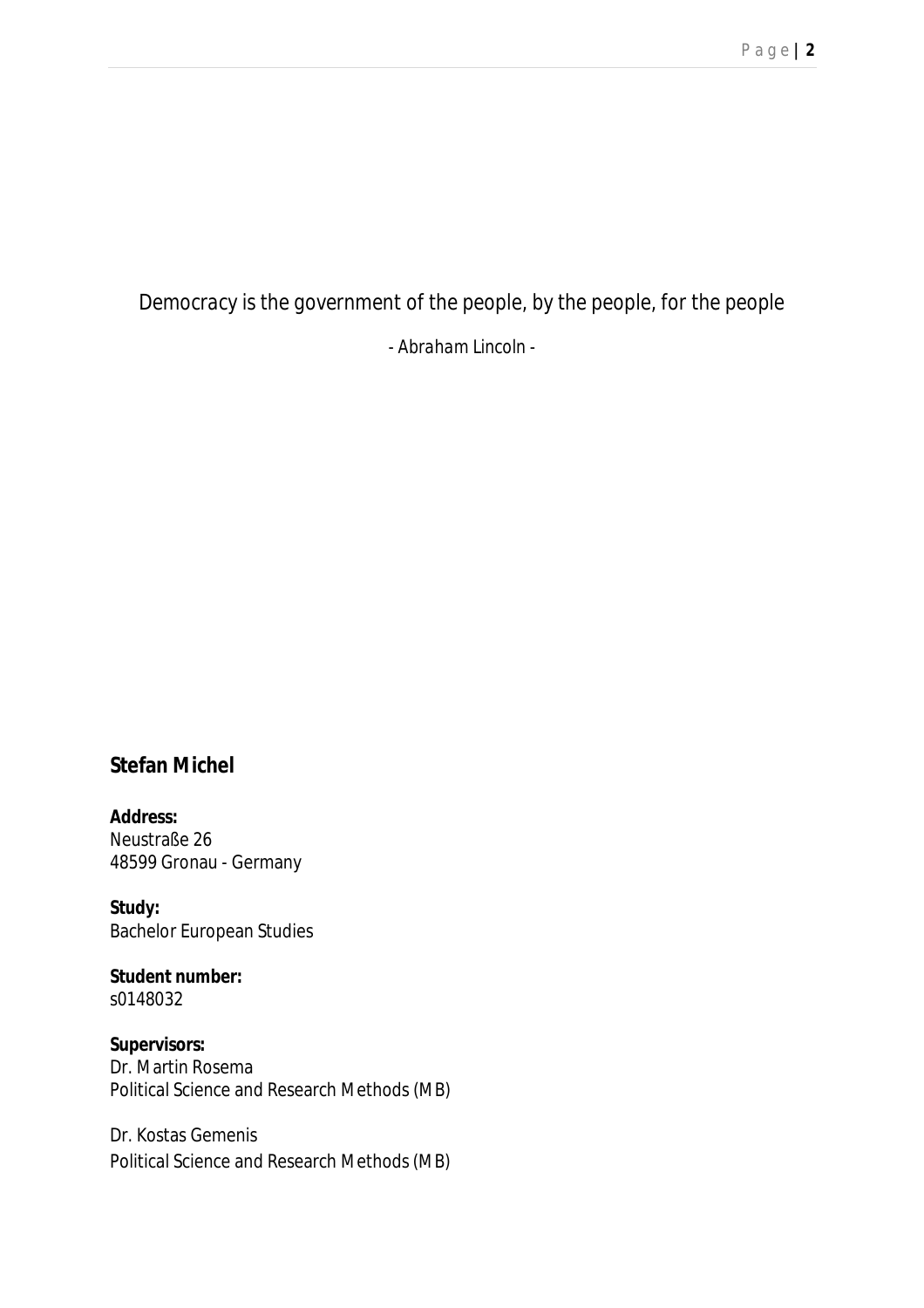*Democracy is the government of the people, by the people, for the people*

*- Abraham Lincoln -*

**Stefan Michel**

**Address:**
Neustraße 26
48599 Gronau - Germany

**Study:**
Bachelor European Studies

**Student number:**
s0148032

**Supervisors:**
Dr. Martin Rosema
Political Science and Research Methods (MB)

Dr. Kostas Gemenis
Political Science and Research Methods (MB)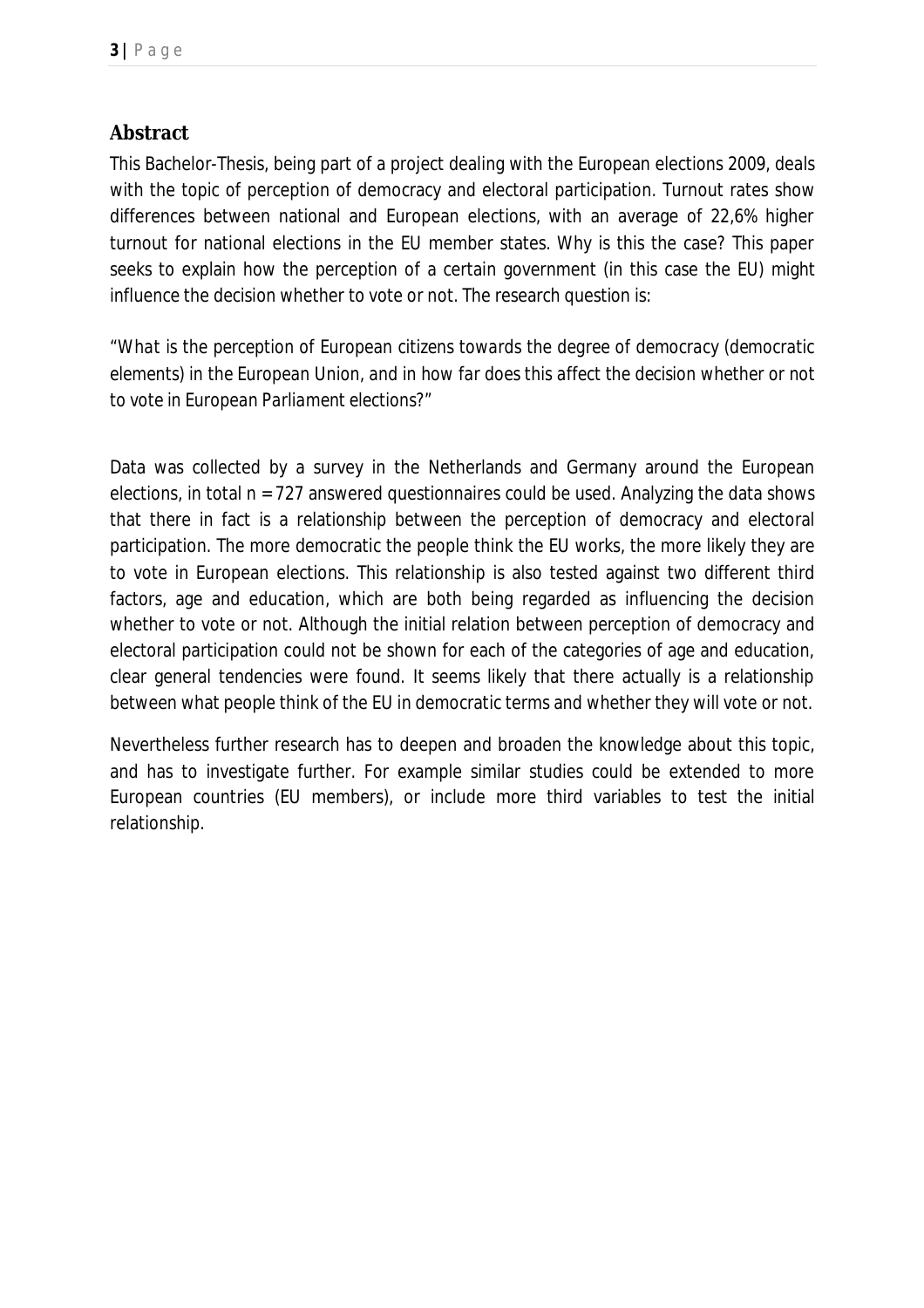## Abstract

This Bachelor-Thesis, being part of a project dealing with the European elections 2009, deals with the topic of perception of democracy and electoral participation. Turnout rates show differences between national and European elections, with an average of 22,6% higher turnout for national elections in the EU member states. Why is this the case? This paper seeks to explain how the perception of a certain government (in this case the EU) might influence the decision whether to vote or not. The research question is:

*"What is the perception of European citizens towards the degree of democracy (democratic elements) in the European Union, and in how far does this affect the decision whether or not to vote in European Parliament elections?"*

Data was collected by a survey in the Netherlands and Germany around the European elections, in total n = 727 answered questionnaires could be used. Analyzing the data shows that there in fact is a relationship between the perception of democracy and electoral participation. The more democratic the people think the EU works, the more likely they are to vote in European elections. This relationship is also tested against two different third factors, age and education, which are both being regarded as influencing the decision whether to vote or not. Although the initial relation between perception of democracy and electoral participation could not be shown for each of the categories of age and education, clear general tendencies were found. It seems likely that there actually is a relationship between what people think of the EU in democratic terms and whether they will vote or not.

Nevertheless further research has to deepen and broaden the knowledge about this topic, and has to investigate further. For example similar studies could be extended to more European countries (EU members), or include more third variables to test the initial relationship.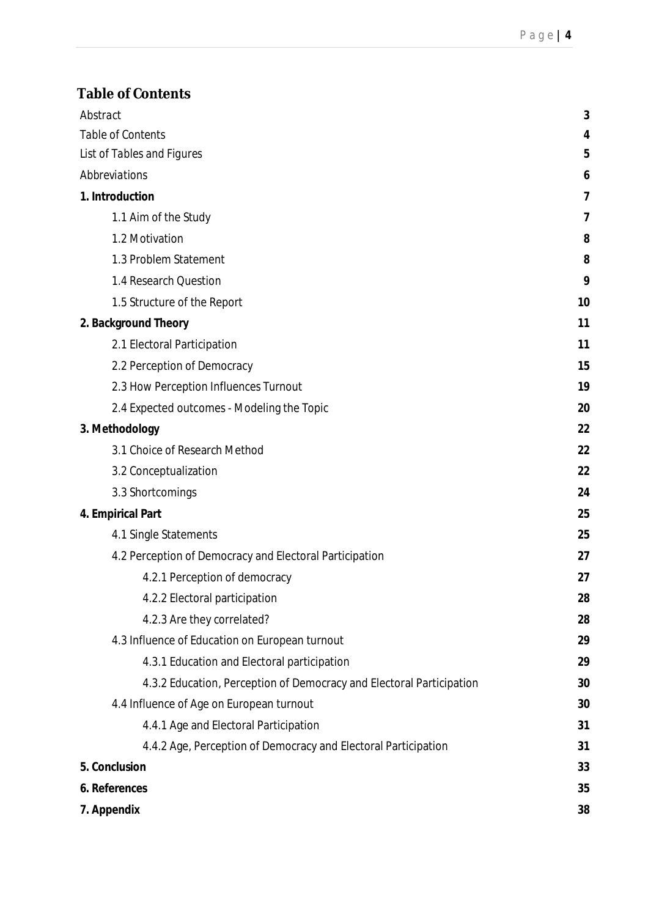## Table of Contents

| | |
|---|---|
| Abstract | 3 |
| Table of Contents | 4 |
| List of Tables and Figures | 5 |
| Abbreviations | 6 |
| **1. Introduction** | **7** |
| 1.1 Aim of the Study | 7 |
| 1.2 Motivation | 8 |
| 1.3 Problem Statement | 8 |
| 1.4 Research Question | 9 |
| 1.5 Structure of the Report | 10 |
| **2. Background Theory** | **11** |
| 2.1 Electoral Participation | 11 |
| 2.2 Perception of Democracy | 15 |
| 2.3 How Perception Influences Turnout | 19 |
| 2.4 Expected outcomes - Modeling the Topic | 20 |
| **3. Methodology** | **22** |
| 3.1 Choice of Research Method | 22 |
| 3.2 Conceptualization | 22 |
| 3.3 Shortcomings | 24 |
| **4. Empirical Part** | **25** |
| 4.1 Single Statements | 25 |
| 4.2 Perception of Democracy and Electoral Participation | 27 |
| 4.2.1 Perception of democracy | 27 |
| 4.2.2 Electoral participation | 28 |
| 4.2.3 Are they correlated? | 28 |
| 4.3 Influence of Education on European turnout | 29 |
| 4.3.1 Education and Electoral participation | 29 |
| 4.3.2 Education, Perception of Democracy and Electoral Participation | 30 |
| 4.4 Influence of Age on European turnout | 30 |
| 4.4.1 Age and Electoral Participation | 31 |
| 4.4.2 Age, Perception of Democracy and Electoral Participation | 31 |
| **5. Conclusion** | **33** |
| **6. References** | **35** |
| **7. Appendix** | **38** |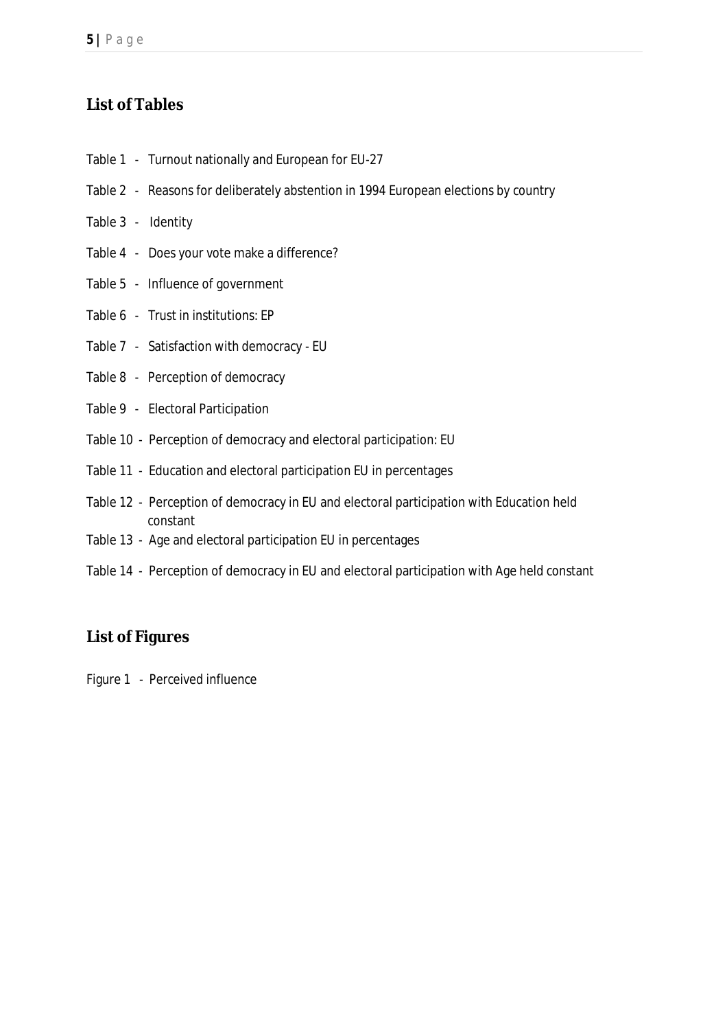## List of Tables

Table 1 - Turnout nationally and European for EU-27

Table 2 - Reasons for deliberately abstention in 1994 European elections by country

Table 3 - Identity

Table 4 - Does your vote make a difference?

Table 5 - Influence of government

Table 6 - Trust in institutions: EP

Table 7 - Satisfaction with democracy - EU

Table 8 - Perception of democracy

Table 9 - Electoral Participation

Table 10 - Perception of democracy and electoral participation: EU

Table 11 - Education and electoral participation EU in percentages

Table 12 - Perception of democracy in EU and electoral participation with Education held constant

Table 13 - Age and electoral participation EU in percentages

Table 14 - Perception of democracy in EU and electoral participation with Age held constant

## List of Figures

Figure 1 - Perceived influence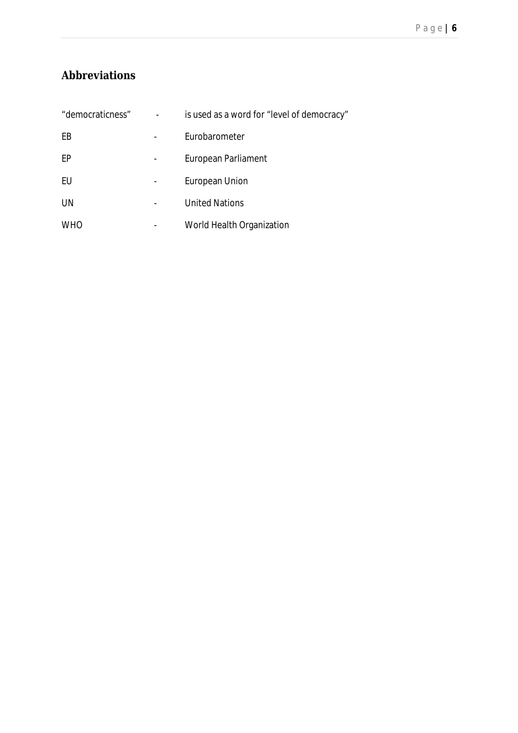## Abbreviations

| | | |
|---|---|---|
| "democraticness" | - | is used as a word for "level of democracy" |
| EB | - | Eurobarometer |
| EP | - | European Parliament |
| EU | - | European Union |
| UN | - | United Nations |
| WHO | - | World Health Organization |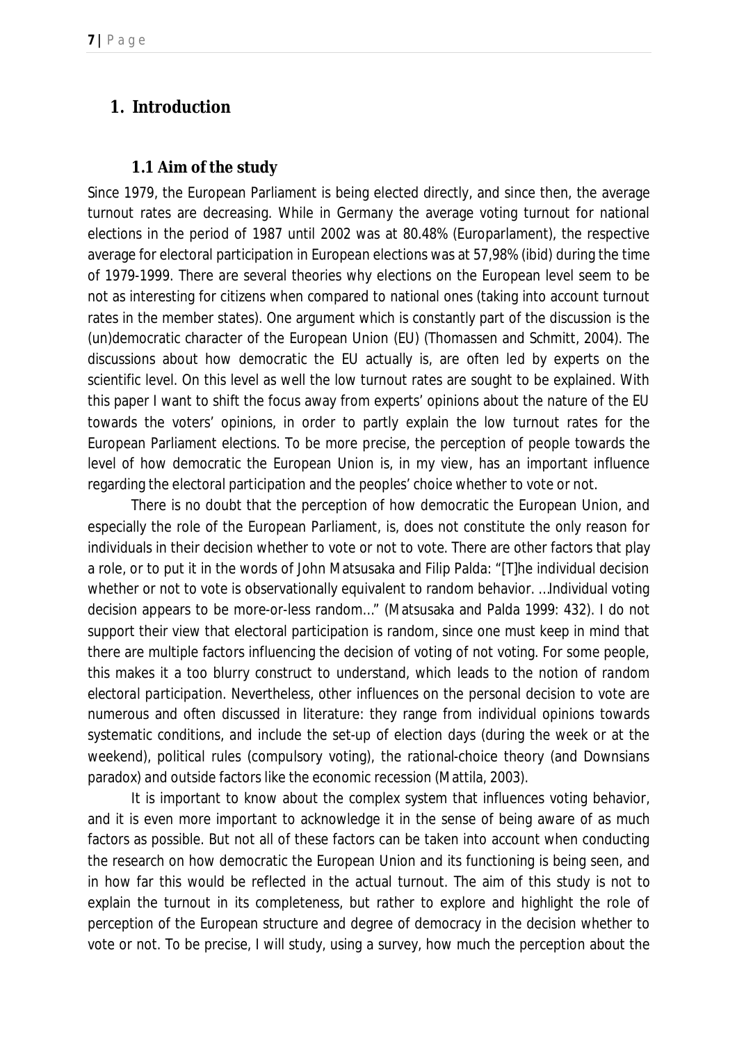# 1. Introduction

## 1.1 Aim of the study

Since 1979, the European Parliament is being elected directly, and since then, the average turnout rates are decreasing. While in Germany the average voting turnout for national elections in the period of 1987 until 2002 was at 80.48% (Europarlament), the respective average for electoral participation in European elections was at 57,98% (ibid) during the time of 1979-1999. There are several theories why elections on the European level seem to be not as interesting for citizens when compared to national ones (taking into account turnout rates in the member states). One argument which is constantly part of the discussion is the (un)democratic character of the European Union (EU) (Thomassen and Schmitt, 2004). The discussions about how democratic the EU actually is, are often led by experts on the scientific level. On this level as well the low turnout rates are sought to be explained. With this paper I want to shift the focus away from experts' opinions about the nature of the EU towards the voters' opinions, in order to partly explain the low turnout rates for the European Parliament elections. To be more precise, the perception of people towards the level of how democratic the European Union is, in my view, has an important influence regarding the electoral participation and the peoples' choice whether to vote or not.

There is no doubt that the perception of how democratic the European Union, and especially the role of the European Parliament, is, does not constitute the only reason for individuals in their decision whether to vote or not to vote. There are other factors that play a role, or to put it in the words of John Matsusaka and Filip Palda: "[T]he individual decision whether or not to vote is observationally equivalent to random behavior. …Individual voting decision appears to be more-or-less random…" (Matsusaka and Palda 1999: 432). I do not support their view that electoral participation is random, since one must keep in mind that there are multiple factors influencing the decision of voting of not voting. For some people, this makes it a too blurry construct to understand, which leads to the notion of random electoral participation. Nevertheless, other influences on the personal decision to vote are numerous and often discussed in literature: they range from individual opinions towards systematic conditions, and include the set-up of election days (during the week or at the weekend), political rules (compulsory voting), the rational-choice theory (and Downsians paradox) and outside factors like the economic recession (Mattila, 2003).

It is important to know about the complex system that influences voting behavior, and it is even more important to acknowledge it in the sense of being aware of as much factors as possible. But not all of these factors can be taken into account when conducting the research on how democratic the European Union and its functioning is being seen, and in how far this would be reflected in the actual turnout. The aim of this study is not to explain the turnout in its completeness, but rather to explore and highlight the role of perception of the European structure and degree of democracy in the decision whether to vote or not. To be precise, I will study, using a survey, how much the perception about the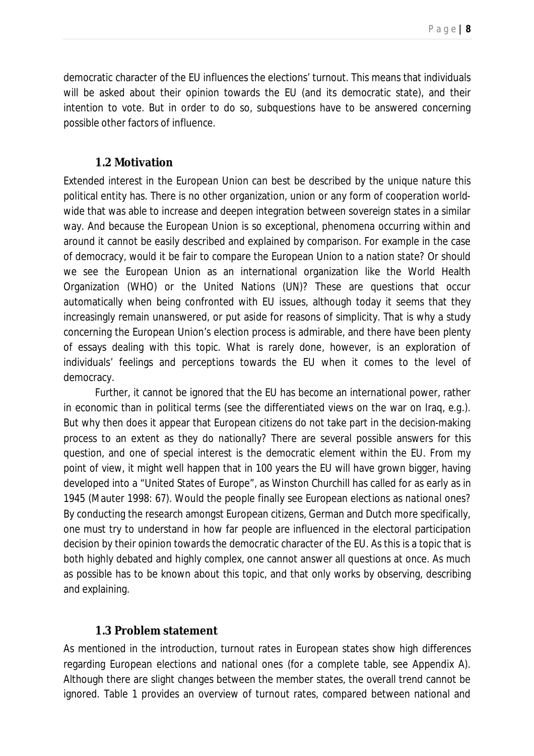democratic character of the EU influences the elections' turnout. This means that individuals will be asked about their opinion towards the EU (and its democratic state), and their intention to vote. But in order to do so, subquestions have to be answered concerning possible other factors of influence.

## 1.2 Motivation

Extended interest in the European Union can best be described by the unique nature this political entity has. There is no other organization, union or any form of cooperation world-wide that was able to increase and deepen integration between sovereign states in a similar way. And because the European Union is so exceptional, phenomena occurring within and around it cannot be easily described and explained by comparison. For example in the case of democracy, would it be fair to compare the European Union to a nation state? Or should we see the European Union as an international organization like the World Health Organization (WHO) or the United Nations (UN)? These are questions that occur automatically when being confronted with EU issues, although today it seems that they increasingly remain unanswered, or put aside for reasons of simplicity. That is why a study concerning the European Union's election process is admirable, and there have been plenty of essays dealing with this topic. What is rarely done, however, is an exploration of individuals' feelings and perceptions towards the EU when it comes to the level of democracy.

Further, it cannot be ignored that the EU has become an international power, rather in economic than in political terms (see the differentiated views on the war on Iraq, e.g.). But why then does it appear that European citizens do not take part in the decision-making process to an extent as they do nationally? There are several possible answers for this question, and one of special interest is the democratic element within the EU. From my point of view, it might well happen that in 100 years the EU will have grown bigger, having developed into a "United States of Europe", as Winston Churchill has called for as early as in 1945 (Mauter 1998: 67). Would the people finally see European elections as national ones? By conducting the research amongst European citizens, German and Dutch more specifically, one must try to understand in how far people are influenced in the electoral participation decision by their opinion towards the democratic character of the EU. As this is a topic that is both highly debated and highly complex, one cannot answer all questions at once. As much as possible has to be known about this topic, and that only works by observing, describing and explaining.

## 1.3 Problem statement

As mentioned in the introduction, turnout rates in European states show high differences regarding European elections and national ones (for a complete table, see Appendix A). Although there are slight changes between the member states, the overall trend cannot be ignored. Table 1 provides an overview of turnout rates, compared between national and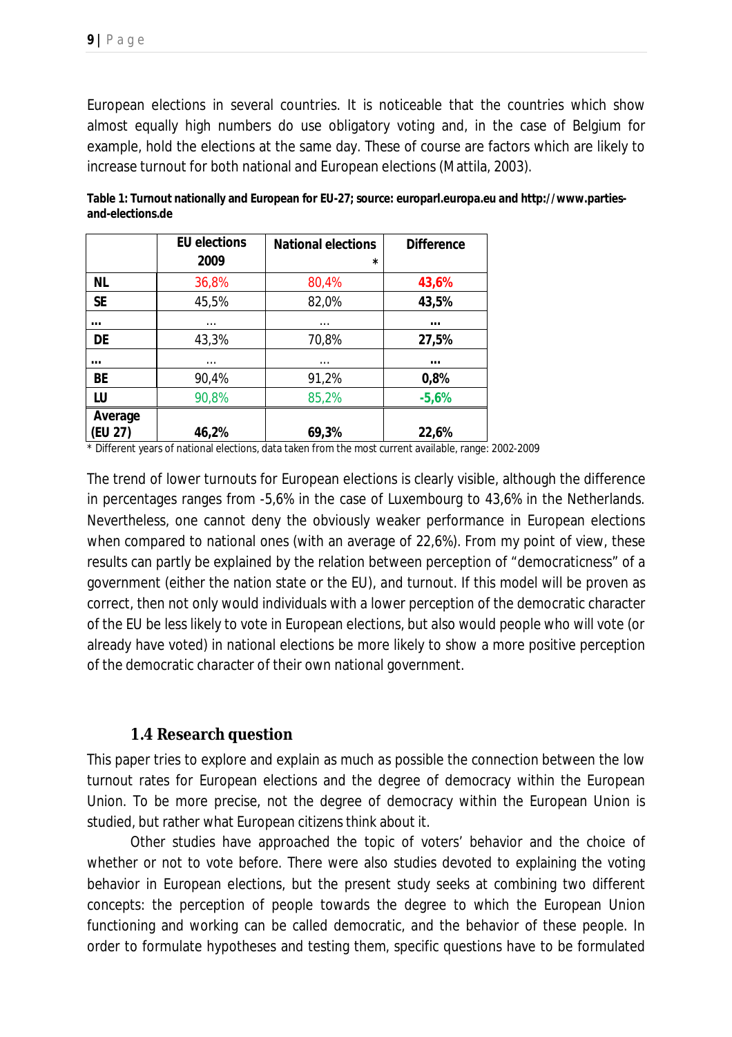European elections in several countries. It is noticeable that the countries which show almost equally high numbers do use obligatory voting and, in the case of Belgium for example, hold the elections at the same day. These of course are factors which are likely to increase turnout for both national and European elections (Mattila, 2003).

**Table 1: Turnout nationally and European for EU-27; source: europarl.europa.eu and http://www.parties-and-elections.de**

| | **EU elections 2009** | **National elections \*** | **Difference** |
|---|---|---|---|
| **NL** | 36,8% | 80,4% | **43,6%** |
| **SE** | 45,5% | 82,0% | **43,5%** |
| **...** | ... | ... | **...** |
| **DE** | 43,3% | 70,8% | **27,5%** |
| **...** | ... | ... | **...** |
| **BE** | 90,4% | 91,2% | **0,8%** |
| **LU** | 90,8% | 85,2% | **-5,6%** |
| **Average (EU 27)** | **46,2%** | **69,3%** | **22,6%** |

\* Different years of national elections, data taken from the most current available, range: 2002-2009

The trend of lower turnouts for European elections is clearly visible, although the difference in percentages ranges from -5,6% in the case of Luxembourg to 43,6% in the Netherlands. Nevertheless, one cannot deny the obviously weaker performance in European elections when compared to national ones (with an average of 22,6%). From my point of view, these results can partly be explained by the relation between perception of "democraticness" of a government (either the nation state or the EU), and turnout. If this model will be proven as correct, then not only would individuals with a lower perception of the democratic character of the EU be less likely to vote in European elections, but also would people who will vote (or already have voted) in national elections be more likely to show a more positive perception of the democratic character of their own national government.

### 1.4 Research question

This paper tries to explore and explain as much as possible the connection between the low turnout rates for European elections and the degree of democracy within the European Union. To be more precise, not the degree of democracy within the European Union is studied, but rather what European citizens think about it.

Other studies have approached the topic of voters' behavior and the choice of whether or not to vote before. There were also studies devoted to explaining the voting behavior in European elections, but the present study seeks at combining two different concepts: the perception of people towards the degree to which the European Union functioning and working can be called democratic, and the behavior of these people. In order to formulate hypotheses and testing them, specific questions have to be formulated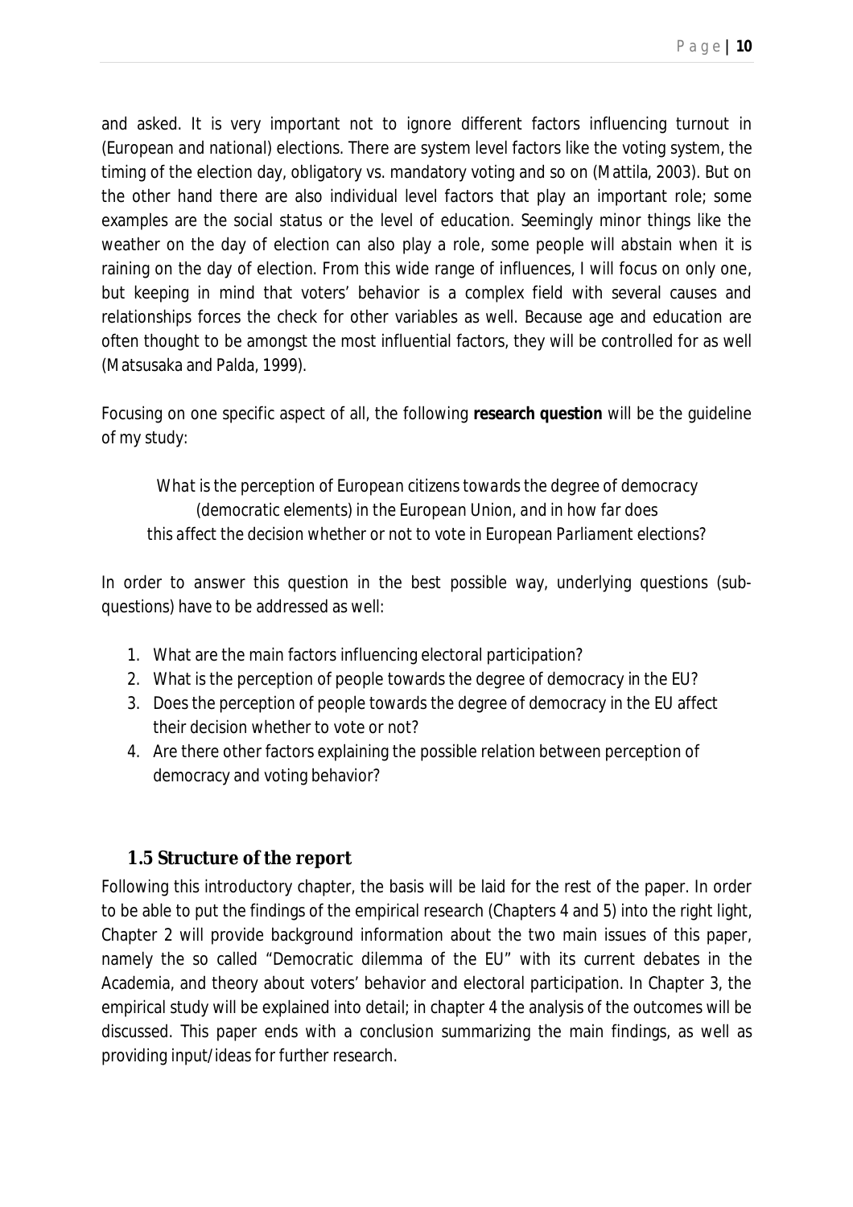and asked. It is very important not to ignore different factors influencing turnout in (European and national) elections. There are system level factors like the voting system, the timing of the election day, obligatory vs. mandatory voting and so on (Mattila, 2003). But on the other hand there are also individual level factors that play an important role; some examples are the social status or the level of education. Seemingly minor things like the weather on the day of election can also play a role, some people will abstain when it is raining on the day of election. From this wide range of influences, I will focus on only one, but keeping in mind that voters' behavior is a complex field with several causes and relationships forces the check for other variables as well. Because age and education are often thought to be amongst the most influential factors, they will be controlled for as well (Matsusaka and Palda, 1999).

Focusing on one specific aspect of all, the following **research question** will be the guideline of my study:

*What is the perception of European citizens towards the degree of democracy (democratic elements) in the European Union, and in how far does this affect the decision whether or not to vote in European Parliament elections?*

In order to answer this question in the best possible way, underlying questions (sub-questions) have to be addressed as well:

1. What are the main factors influencing electoral participation?
2. What is the perception of people towards the degree of democracy in the EU?
3. Does the perception of people towards the degree of democracy in the EU affect their decision whether to vote or not?
4. Are there other factors explaining the possible relation between perception of democracy and voting behavior?

### 1.5 Structure of the report

Following this introductory chapter, the basis will be laid for the rest of the paper. In order to be able to put the findings of the empirical research (Chapters 4 and 5) into the right light, Chapter 2 will provide background information about the two main issues of this paper, namely the so called "Democratic dilemma of the EU" with its current debates in the Academia, and theory about voters' behavior and electoral participation. In Chapter 3, the empirical study will be explained into detail; in chapter 4 the analysis of the outcomes will be discussed. This paper ends with a conclusion summarizing the main findings, as well as providing input/ideas for further research.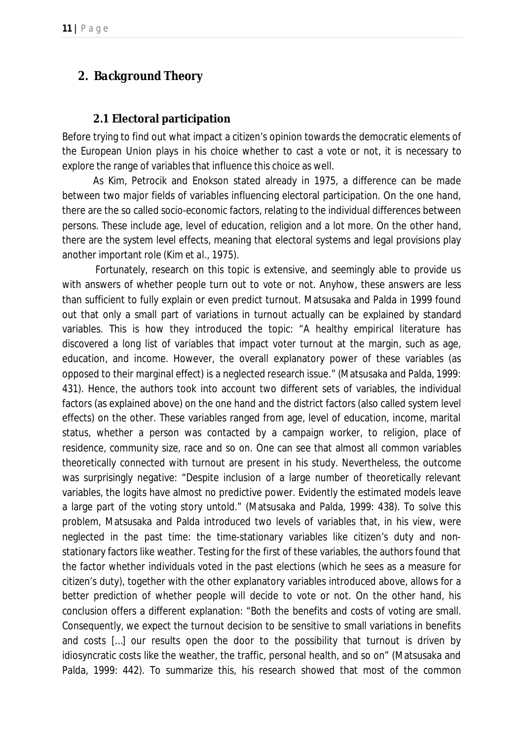## 2. Background Theory

### 2.1 Electoral participation

Before trying to find out what impact a citizen's opinion towards the democratic elements of the European Union plays in his choice whether to cast a vote or not, it is necessary to explore the range of variables that influence this choice as well.

As Kim, Petrocik and Enokson stated already in 1975, a difference can be made between two major fields of variables influencing electoral participation. On the one hand, there are the so called socio-economic factors, relating to the individual differences between persons. These include age, level of education, religion and a lot more. On the other hand, there are the system level effects, meaning that electoral systems and legal provisions play another important role (Kim et al., 1975).

Fortunately, research on this topic is extensive, and seemingly able to provide us with answers of whether people turn out to vote or not. Anyhow, these answers are less than sufficient to fully explain or even predict turnout. Matsusaka and Palda in 1999 found out that only a small part of variations in turnout actually can be explained by standard variables. This is how they introduced the topic: "A healthy empirical literature has discovered a long list of variables that impact voter turnout at the margin, such as age, education, and income. However, the overall explanatory power of these variables (as opposed to their marginal effect) is a neglected research issue." (Matsusaka and Palda, 1999: 431). Hence, the authors took into account two different sets of variables, the individual factors (as explained above) on the one hand and the district factors (also called system level effects) on the other. These variables ranged from age, level of education, income, marital status, whether a person was contacted by a campaign worker, to religion, place of residence, community size, race and so on. One can see that almost all common variables theoretically connected with turnout are present in his study. Nevertheless, the outcome was surprisingly negative: "Despite inclusion of a large number of theoretically relevant variables, the logits have almost no predictive power. Evidently the estimated models leave a large part of the voting story untold." (Matsusaka and Palda, 1999: 438). To solve this problem, Matsusaka and Palda introduced two levels of variables that, in his view, were neglected in the past time: the time-stationary variables like citizen's duty and non-stationary factors like weather. Testing for the first of these variables, the authors found that the factor whether individuals voted in the past elections (which he sees as a measure for citizen's duty), together with the other explanatory variables introduced above, allows for a better prediction of whether people will decide to vote or not. On the other hand, his conclusion offers a different explanation: "Both the benefits and costs of voting are small. Consequently, we expect the turnout decision to be sensitive to small variations in benefits and costs […] our results open the door to the possibility that turnout is driven by idiosyncratic costs like the weather, the traffic, personal health, and so on" (Matsusaka and Palda, 1999: 442). To summarize this, his research showed that most of the common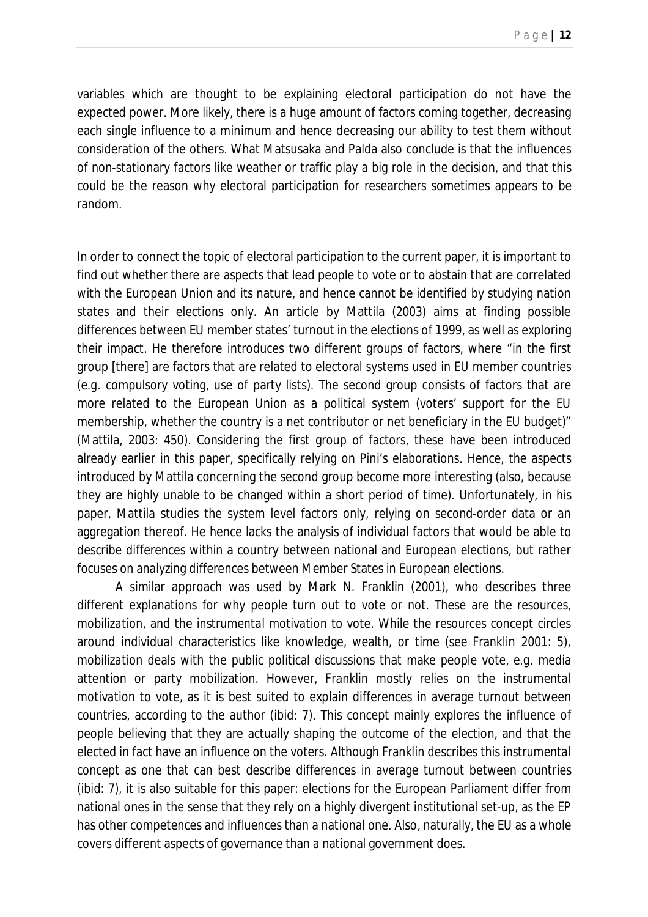variables which are thought to be explaining electoral participation do not have the expected power. More likely, there is a huge amount of factors coming together, decreasing each single influence to a minimum and hence decreasing our ability to test them without consideration of the others. What Matsusaka and Palda also conclude is that the influences of non-stationary factors like weather or traffic play a big role in the decision, and that this could be the reason why electoral participation for researchers sometimes appears to be random.

In order to connect the topic of electoral participation to the current paper, it is important to find out whether there are aspects that lead people to vote or to abstain that are correlated with the European Union and its nature, and hence cannot be identified by studying nation states and their elections only. An article by Mattila (2003) aims at finding possible differences between EU member states' turnout in the elections of 1999, as well as exploring their impact. He therefore introduces two different groups of factors, where "in the first group [there] are factors that are related to electoral systems used in EU member countries (e.g. compulsory voting, use of party lists). The second group consists of factors that are more related to the European Union as a political system (voters' support for the EU membership, whether the country is a net contributor or net beneficiary in the EU budget)" (Mattila, 2003: 450). Considering the first group of factors, these have been introduced already earlier in this paper, specifically relying on Pini's elaborations. Hence, the aspects introduced by Mattila concerning the second group become more interesting (also, because they are highly unable to be changed within a short period of time). Unfortunately, in his paper, Mattila studies the system level factors only, relying on second-order data or an aggregation thereof. He hence lacks the analysis of individual factors that would be able to describe differences within a country between national and European elections, but rather focuses on analyzing differences between Member States in European elections.

A similar approach was used by Mark N. Franklin (2001), who describes three different explanations for why people turn out to vote or not. These are the resources, mobilization, and the instrumental motivation to vote. While the resources concept circles around individual characteristics like knowledge, wealth, or time (see Franklin 2001: 5), mobilization deals with the public political discussions that make people vote, e.g. media attention or party mobilization. However, Franklin mostly relies on the instrumental motivation to vote, as it is best suited to explain differences in average turnout between countries, according to the author (ibid: 7). This concept mainly explores the influence of people believing that they are actually shaping the outcome of the election, and that the elected in fact have an influence on the voters. Although Franklin describes this instrumental concept as one that can best describe differences in average turnout between countries (ibid: 7), it is also suitable for this paper: elections for the European Parliament differ from national ones in the sense that they rely on a highly divergent institutional set-up, as the EP has other competences and influences than a national one. Also, naturally, the EU as a whole covers different aspects of governance than a national government does.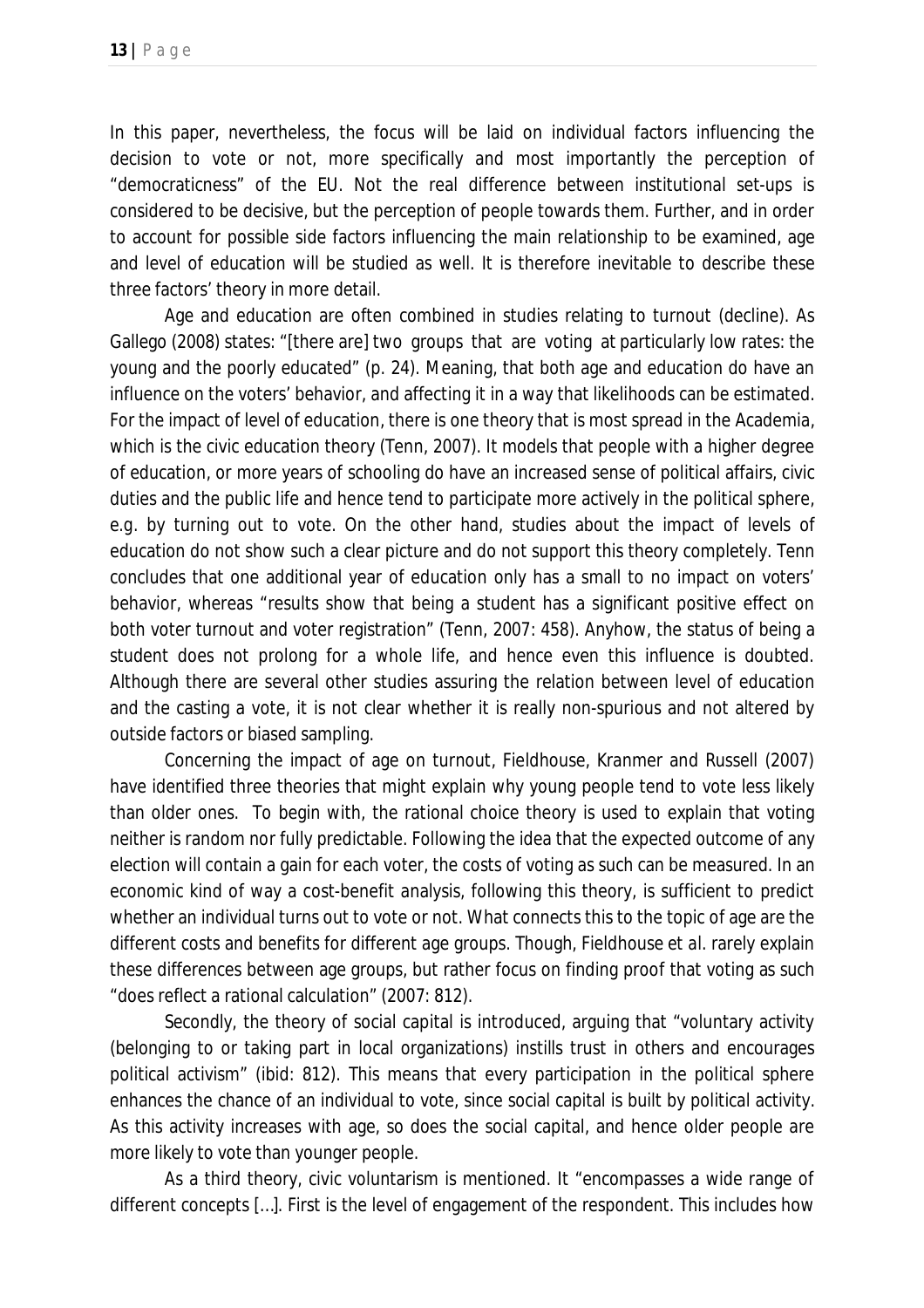In this paper, nevertheless, the focus will be laid on individual factors influencing the decision to vote or not, more specifically and most importantly the perception of "democraticness" of the EU. Not the real difference between institutional set-ups is considered to be decisive, but the perception of people towards them. Further, and in order to account for possible side factors influencing the main relationship to be examined, age and level of education will be studied as well. It is therefore inevitable to describe these three factors' theory in more detail.

Age and education are often combined in studies relating to turnout (decline). As Gallego (2008) states: "[there are] two groups that are voting at particularly low rates: the young and the poorly educated" (p. 24). Meaning, that both age and education do have an influence on the voters' behavior, and affecting it in a way that likelihoods can be estimated. For the impact of level of education, there is one theory that is most spread in the Academia, which is the civic education theory (Tenn, 2007). It models that people with a higher degree of education, or more years of schooling do have an increased sense of political affairs, civic duties and the public life and hence tend to participate more actively in the political sphere, e.g. by turning out to vote. On the other hand, studies about the impact of levels of education do not show such a clear picture and do not support this theory completely. Tenn concludes that one additional year of education only has a small to no impact on voters' behavior, whereas "results show that being a student has a significant positive effect on both voter turnout and voter registration" (Tenn, 2007: 458). Anyhow, the status of being a student does not prolong for a whole life, and hence even this influence is doubted. Although there are several other studies assuring the relation between level of education and the casting a vote, it is not clear whether it is really non-spurious and not altered by outside factors or biased sampling.

Concerning the impact of age on turnout, Fieldhouse, Kranmer and Russell (2007) have identified three theories that might explain why young people tend to vote less likely than older ones. To begin with, the rational choice theory is used to explain that voting neither is random nor fully predictable. Following the idea that the expected outcome of any election will contain a gain for each voter, the costs of voting as such can be measured. In an economic kind of way a cost-benefit analysis, following this theory, is sufficient to predict whether an individual turns out to vote or not. What connects this to the topic of age are the different costs and benefits for different age groups. Though, Fieldhouse et al. rarely explain these differences between age groups, but rather focus on finding proof that voting as such "does reflect a rational calculation" (2007: 812).

Secondly, the theory of social capital is introduced, arguing that "voluntary activity (belonging to or taking part in local organizations) instills trust in others and encourages political activism" (ibid: 812). This means that every participation in the political sphere enhances the chance of an individual to vote, since social capital is built by political activity. As this activity increases with age, so does the social capital, and hence older people are more likely to vote than younger people.

As a third theory, civic voluntarism is mentioned. It "encompasses a wide range of different concepts [...]. First is the level of engagement of the respondent. This includes how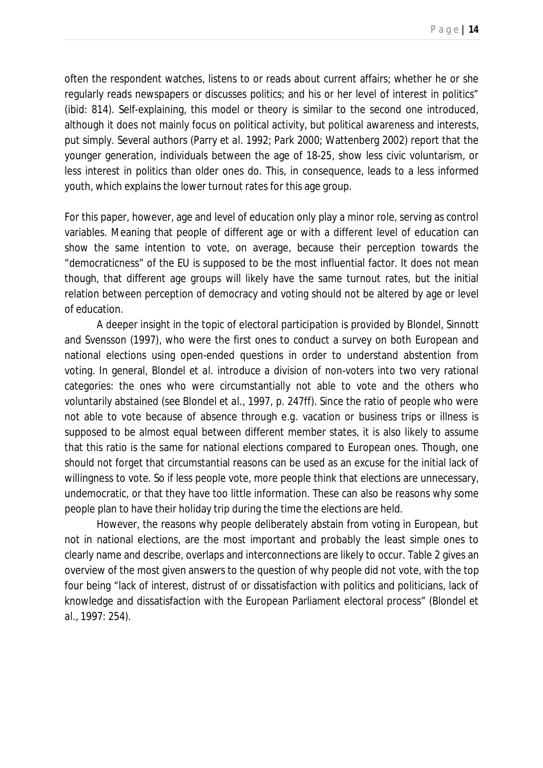often the respondent watches, listens to or reads about current affairs; whether he or she regularly reads newspapers or discusses politics; and his or her level of interest in politics" (ibid: 814). Self-explaining, this model or theory is similar to the second one introduced, although it does not mainly focus on political activity, but political awareness and interests, put simply. Several authors (Parry *et al.* 1992; Park 2000; Wattenberg 2002) report that the younger generation, individuals between the age of 18-25, show less civic voluntarism, or less interest in politics than older ones do. This, in consequence, leads to a less informed youth, which explains the lower turnout rates for this age group.

For this paper, however, age and level of education only play a minor role, serving as control variables. Meaning that people of different age or with a different level of education can show the same intention to vote, on average, because their perception towards the "democraticness" of the EU is supposed to be the most influential factor. It does not mean though, that different age groups will likely have the same turnout rates, but the initial relation between perception of democracy and voting should not be altered by age or level of education.

A deeper insight in the topic of electoral participation is provided by Blondel, Sinnott and Svensson (1997), who were the first ones to conduct a survey on both European and national elections using open-ended questions in order to understand abstention from voting. In general, Blondel *et al.* introduce a division of non-voters into two very rational categories: the ones who were circumstantially not able to vote and the others who voluntarily abstained (see Blondel *et al.*, 1997, p. 247ff). Since the ratio of people who were not able to vote because of absence through e.g. vacation or business trips or illness is supposed to be almost equal between different member states, it is also likely to assume that this ratio is the same for national elections compared to European ones. Though, one should not forget that circumstantial reasons can be used as an excuse for the initial lack of willingness to vote. So if less people vote, more people think that elections are unnecessary, undemocratic, or that they have too little information. These can also be reasons why some people plan to have their holiday trip during the time the elections are held.

However, the reasons why people deliberately abstain from voting in European, but not in national elections, are the most important and probably the least simple ones to clearly name and describe, overlaps and interconnections are likely to occur. Table 2 gives an overview of the most given answers to the question of why people did not vote, with the top four being "lack of interest, distrust of or dissatisfaction with politics and politicians, lack of knowledge and dissatisfaction with the European Parliament electoral process" (Blondel *et al.*, 1997: 254).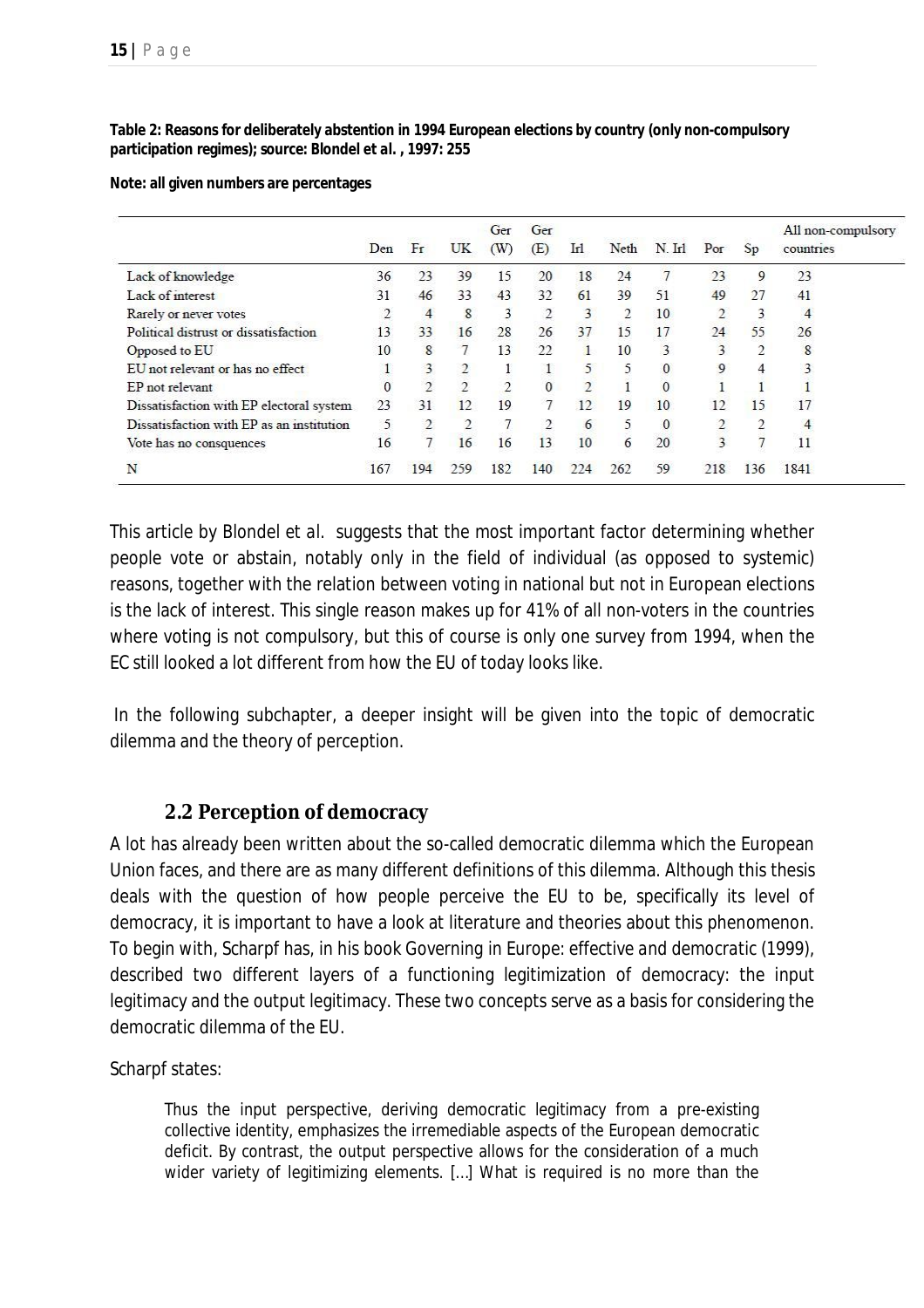**Table 2: Reasons for deliberately abstention in 1994 European elections by country (only non-compulsory participation regimes); source: Blondel et al. , 1997: 255**

**Note: all given numbers are percentages**

| | Den | Fr | UK | Ger (W) | Ger (E) | Irl | Neth | N. Irl | Por | Sp | All non-compulsory countries |
|---|---|---|---|---|---|---|---|---|---|---|---|
| Lack of knowledge | 36 | 23 | 39 | 15 | 20 | 18 | 24 | 7 | 23 | 9 | 23 |
| Lack of interest | 31 | 46 | 33 | 43 | 32 | 61 | 39 | 51 | 49 | 27 | 41 |
| Rarely or never votes | 2 | 4 | 8 | 3 | 2 | 3 | 2 | 10 | 2 | 3 | 4 |
| Political distrust or dissatisfaction | 13 | 33 | 16 | 28 | 26 | 37 | 15 | 17 | 24 | 55 | 26 |
| Opposed to EU | 10 | 8 | 7 | 13 | 22 | 1 | 10 | 3 | 3 | 2 | 8 |
| EU not relevant or has no effect | 1 | 3 | 2 | 1 | 1 | 5 | 5 | 0 | 9 | 4 | 3 |
| EP not relevant | 0 | 2 | 2 | 2 | 0 | 2 | 1 | 0 | 1 | 1 | 1 |
| Dissatisfaction with EP electoral system | 23 | 31 | 12 | 19 | 7 | 12 | 19 | 10 | 12 | 15 | 17 |
| Dissatisfaction with EP as an institution | 5 | 2 | 2 | 7 | 2 | 6 | 5 | 0 | 2 | 2 | 4 |
| Vote has no consquences | 16 | 7 | 16 | 16 | 13 | 10 | 6 | 20 | 3 | 7 | 11 |
| N | 167 | 194 | 259 | 182 | 140 | 224 | 262 | 59 | 218 | 136 | 1841 |

This article by Blondel et al. suggests that the most important factor determining whether people vote or abstain, notably only in the field of individual (as opposed to systemic) reasons, together with the relation between voting in national but not in European elections is the lack of interest. This single reason makes up for 41% of all non-voters in the countries where voting is not compulsory, but this of course is only one survey from 1994, when the EC still looked a lot different from how the EU of today looks like.

In the following subchapter, a deeper insight will be given into the topic of democratic dilemma and the theory of perception.

## 2.2 Perception of democracy

A lot has already been written about the so-called democratic dilemma which the European Union faces, and there are as many different definitions of this dilemma. Although this thesis deals with the question of how people perceive the EU to be, specifically its level of democracy, it is important to have a look at literature and theories about this phenomenon. To begin with, Scharpf has, in his book Governing in Europe: effective and democratic (1999), described two different layers of a functioning legitimization of democracy: the input legitimacy and the output legitimacy. These two concepts serve as a basis for considering the democratic dilemma of the EU.

Scharpf states:

> Thus the input perspective, deriving democratic legitimacy from a pre-existing collective identity, emphasizes the irremediable aspects of the European democratic deficit. By contrast, the output perspective allows for the consideration of a much wider variety of legitimizing elements. [...] What is required is no more than the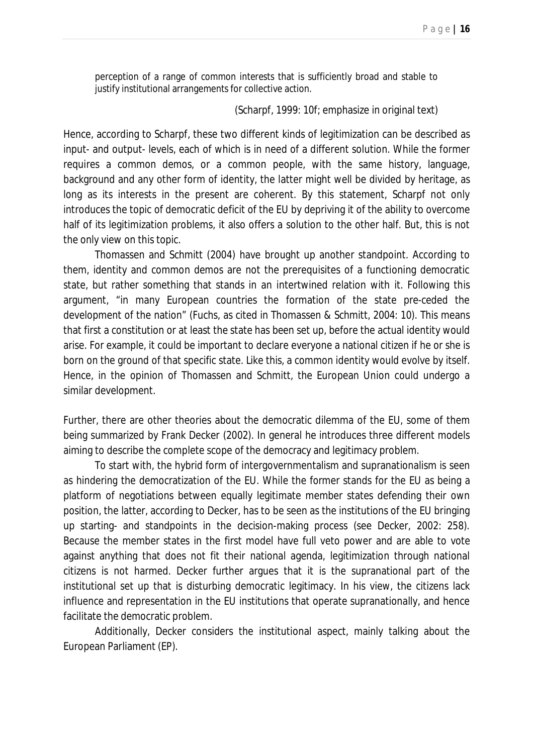> perception of a range of common interests that is sufficiently broad and stable to justify institutional arrangements for collective action.
>
> (Scharpf, 1999: 10f; emphasize in original text)

Hence, according to Scharpf, these two different kinds of legitimization can be described as input- and output- levels, each of which is in need of a different solution. While the former requires a common demos, or a common people, with the same history, language, background and any other form of identity, the latter might well be divided by heritage, as long as its interests in the present are coherent. By this statement, Scharpf not only introduces the topic of democratic deficit of the EU by depriving it of the ability to overcome half of its legitimization problems, it also offers a solution to the other half. But, this is not the only view on this topic.

Thomassen and Schmitt (2004) have brought up another standpoint. According to them, identity and common demos are not the prerequisites of a functioning democratic state, but rather something that stands in an intertwined relation with it. Following this argument, "in many European countries the formation of the state pre-ceded the development of the nation" (Fuchs, as cited in Thomassen & Schmitt, 2004: 10). This means that first a constitution or at least the state has been set up, before the actual identity would arise. For example, it could be important to declare everyone a national citizen if he or she is born on the ground of that specific state. Like this, a common identity would evolve by itself. Hence, in the opinion of Thomassen and Schmitt, the European Union could undergo a similar development.

Further, there are other theories about the democratic dilemma of the EU, some of them being summarized by Frank Decker (2002). In general he introduces three different models aiming to describe the complete scope of the democracy and legitimacy problem.

To start with, the hybrid form of intergovernmentalism and supranationalism is seen as hindering the democratization of the EU. While the former stands for the EU as being a platform of negotiations between equally legitimate member states defending their own position, the latter, according to Decker, has to be seen as the institutions of the EU bringing up starting- and standpoints in the decision-making process (see Decker, 2002: 258). Because the member states in the first model have full veto power and are able to vote against anything that does not fit their national agenda, legitimization through national citizens is not harmed. Decker further argues that it is the supranational part of the institutional set up that is disturbing democratic legitimacy. In his view, the citizens lack influence and representation in the EU institutions that operate supranationally, and hence facilitate the democratic problem.

Additionally, Decker considers the institutional aspect, mainly talking about the European Parliament (EP).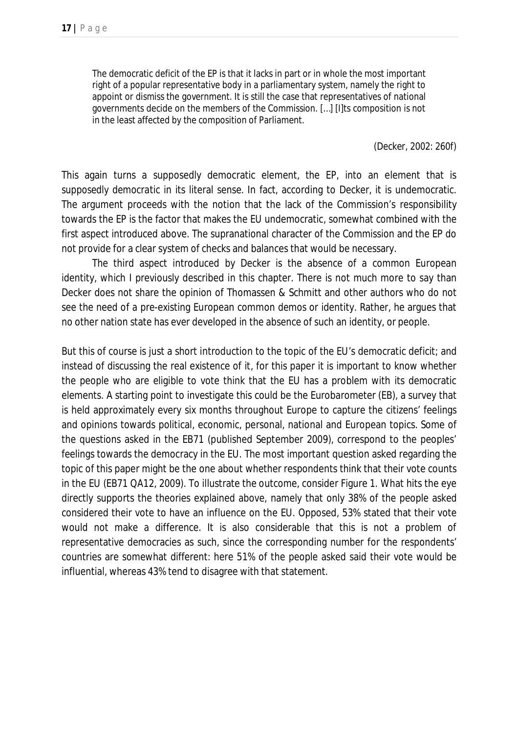> The democratic deficit of the EP is that it lacks in part or in whole the most important right of a popular representative body in a parliamentary system, namely the right to appoint or dismiss the government. It is still the case that representatives of national governments decide on the members of the Commission. […] [I]ts composition is not in the least affected by the composition of Parliament.
>
> (Decker, 2002: 260f)

This again turns a supposedly democratic element, the EP, into an element that is supposedly democratic in its literal sense. In fact, according to Decker, it is undemocratic. The argument proceeds with the notion that the lack of the Commission's responsibility towards the EP is the factor that makes the EU undemocratic, somewhat combined with the first aspect introduced above. The supranational character of the Commission and the EP do not provide for a clear system of checks and balances that would be necessary.

The third aspect introduced by Decker is the absence of a common European identity, which I previously described in this chapter. There is not much more to say than Decker does not share the opinion of Thomassen & Schmitt and other authors who do not see the need of a pre-existing European common demos or identity. Rather, he argues that no other nation state has ever developed in the absence of such an identity, or people.

But this of course is just a short introduction to the topic of the EU's democratic deficit; and instead of discussing the real existence of it, for this paper it is important to know whether the people who are eligible to vote think that the EU has a problem with its democratic elements. A starting point to investigate this could be the Eurobarometer (EB), a survey that is held approximately every six months throughout Europe to capture the citizens' feelings and opinions towards political, economic, personal, national and European topics. Some of the questions asked in the EB71 (published September 2009), correspond to the peoples' feelings towards the democracy in the EU. The most important question asked regarding the topic of this paper might be the one about whether respondents think that their vote counts in the EU (EB71 QA12, 2009). To illustrate the outcome, consider Figure 1. What hits the eye directly supports the theories explained above, namely that only 38% of the people asked considered their vote to have an influence on the EU. Opposed, 53% stated that their vote would not make a difference. It is also considerable that this is not a problem of representative democracies as such, since the corresponding number for the respondents' countries are somewhat different: here 51% of the people asked said their vote would be influential, whereas 43% tend to disagree with that statement.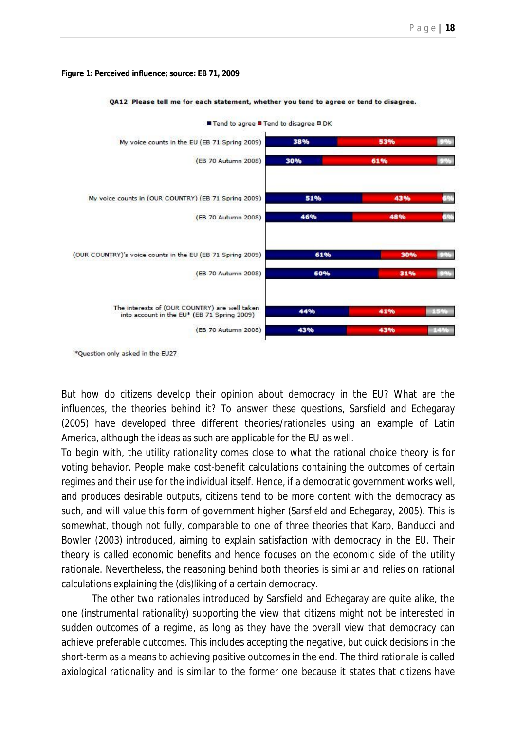**Figure 1: Perceived influence; source: EB 71, 2009**

**QA12 Please tell me for each statement, whether you tend to agree or tend to disagree.**

| | Tend to agree | Tend to disagree | DK |
|---|---|---|---|
| My voice counts in the EU (EB 71 Spring 2009) | 38% | 53% | 9% |
| (EB 70 Autumn 2008) | 30% | 61% | 9% |
| My voice counts in (OUR COUNTRY) (EB 71 Spring 2009) | 51% | 43% | 6% |
| (EB 70 Autumn 2008) | 46% | 48% | 6% |
| (OUR COUNTRY)'s voice counts in the EU (EB 71 Spring 2009) | 61% | 30% | 9% |
| (EB 70 Autumn 2008) | 60% | 31% | 9% |
| The interests of (OUR COUNTRY) are well taken into account in the EU* (EB 71 Spring 2009) | 44% | 41% | 15% |
| (EB 70 Autumn 2008) | 43% | 43% | 14% |

*Question only asked in the EU27

But how do citizens develop their opinion about democracy in the EU? What are the influences, the theories behind it? To answer these questions, Sarsfield and Echegaray (2005) have developed three different theories/rationales using an example of Latin America, although the ideas as such are applicable for the EU as well.

To begin with, the utility rationality comes close to what the rational choice theory is for voting behavior. People make cost-benefit calculations containing the outcomes of certain regimes and their use for the individual itself. Hence, if a democratic government works well, and produces desirable outputs, citizens tend to be more content with the democracy as such, and will value this form of government higher (Sarsfield and Echegaray, 2005). This is somewhat, though not fully, comparable to one of three theories that Karp, Banducci and Bowler (2003) introduced, aiming to explain satisfaction with democracy in the EU. Their theory is called economic benefits and hence focuses on the economic side of the utility rationale. Nevertheless, the reasoning behind both theories is similar and relies on rational calculations explaining the (dis)liking of a certain democracy.

The other two rationales introduced by Sarsfield and Echegaray are quite alike, the one (instrumental rationality) supporting the view that citizens might not be interested in sudden outcomes of a regime, as long as they have the overall view that democracy can achieve preferable outcomes. This includes accepting the negative, but quick decisions in the short-term as a means to achieving positive outcomes in the end. The third rationale is called axiological rationality and is similar to the former one because it states that citizens have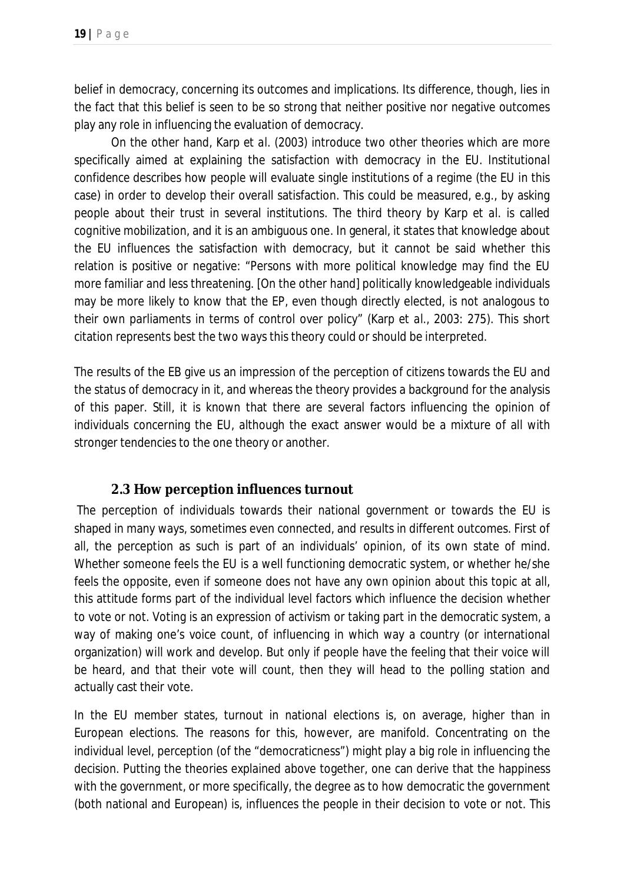belief in democracy, concerning its outcomes and implications. Its difference, though, lies in the fact that this belief is seen to be so strong that neither positive nor negative outcomes play any role in influencing the evaluation of democracy.

On the other hand, Karp *et al.* (2003) introduce two other theories which are more specifically aimed at explaining the satisfaction with democracy in the EU. *Institutional confidence* describes how people will evaluate single institutions of a regime (the EU in this case) in order to develop their overall satisfaction. This could be measured, e.g., by asking people about their trust in several institutions. The third theory by Karp *et al.* is called *cognitive mobilization*, and it is an ambiguous one. In general, it states that knowledge about the EU influences the satisfaction with democracy, but it cannot be said whether this relation is positive or negative: "Persons with more political knowledge may find the EU more familiar and less threatening. [On the other hand] politically knowledgeable individuals may be more likely to know that the EP, even though directly elected, is not analogous to their own parliaments in terms of control over policy" (Karp *et al.*, 2003: 275). This short citation represents best the two ways this theory could or should be interpreted.

The results of the EB give us an impression of the perception of citizens towards the EU and the status of democracy in it, and whereas the theory provides a background for the analysis of this paper. Still, it is known that there are several factors influencing the opinion of individuals concerning the EU, although the exact answer would be a mixture of all with stronger tendencies to the one theory or another.

### 2.3 How perception influences turnout

The perception of individuals towards their national government or towards the EU is shaped in many ways, sometimes even connected, and results in different outcomes. First of all, the perception as such is part of an individuals' opinion, of its own state of mind. Whether someone feels the EU is a well functioning democratic system, or whether he/she feels the opposite, even if someone does not have any own opinion about this topic at all, this attitude forms part of the individual level factors which influence the decision whether to vote or not. Voting is an expression of activism or taking part in the democratic system, a way of making one's voice count, of influencing in which way a country (or international organization) will work and develop. But only if people have the feeling that their voice will be heard, and that their vote will count, then they will head to the polling station and actually cast their vote.

In the EU member states, turnout in national elections is, on average, higher than in European elections. The reasons for this, however, are manifold. Concentrating on the individual level, perception (of the "democraticness") might play a big role in influencing the decision. Putting the theories explained above together, one can derive that the happiness with the government, or more specifically, the degree as to how democratic the government (both national and European) is, influences the people in their decision to vote or not. This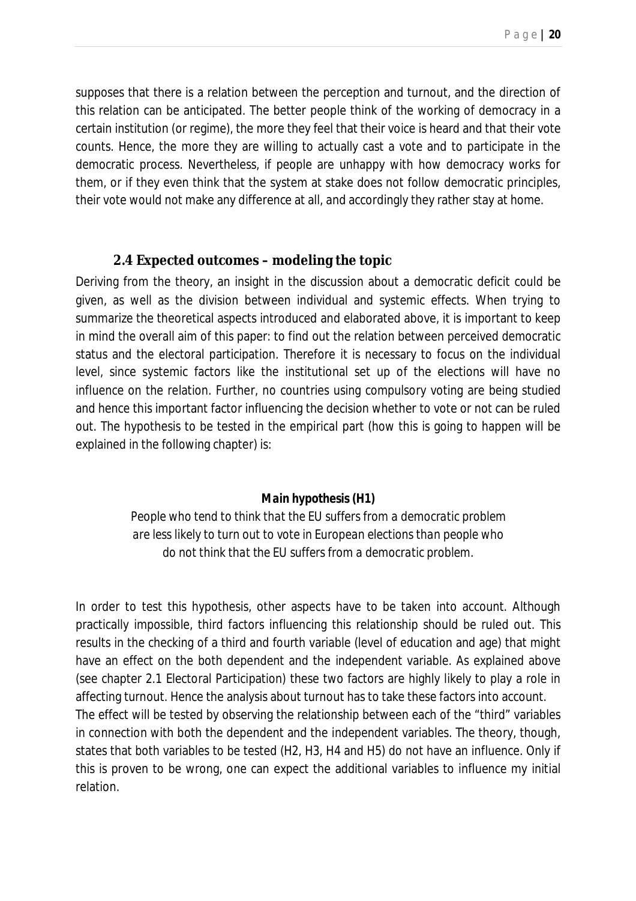supposes that there is a relation between the perception and turnout, and the direction of this relation can be anticipated. The better people think of the working of democracy in a certain institution (or regime), the more they feel that their voice is heard and that their vote counts. Hence, the more they are willing to actually cast a vote and to participate in the democratic process. Nevertheless, if people are unhappy with how democracy works for them, or if they even think that the system at stake does not follow democratic principles, their vote would not make any difference at all, and accordingly they rather stay at home.

### 2.4 Expected outcomes – modeling the topic

Deriving from the theory, an insight in the discussion about a democratic deficit could be given, as well as the division between individual and systemic effects. When trying to summarize the theoretical aspects introduced and elaborated above, it is important to keep in mind the overall aim of this paper: to find out the relation between perceived democratic status and the electoral participation. Therefore it is necessary to focus on the individual level, since systemic factors like the institutional set up of the elections will have no influence on the relation. Further, no countries using compulsory voting are being studied and hence this important factor influencing the decision whether to vote or not can be ruled out. The hypothesis to be tested in the empirical part (how this is going to happen will be explained in the following chapter) is:

**Main hypothesis (H1)**

*People who tend to think that the EU suffers from a democratic problem are less likely to turn out to vote in European elections than people who do not think that the EU suffers from a democratic problem.*

In order to test this hypothesis, other aspects have to be taken into account. Although practically impossible, third factors influencing this relationship should be ruled out. This results in the checking of a third and fourth variable (level of education and age) that might have an effect on the both dependent and the independent variable. As explained above (see chapter 2.1 Electoral Participation) these two factors are highly likely to play a role in affecting turnout. Hence the analysis about turnout has to take these factors into account.
The effect will be tested by observing the relationship between each of the "third" variables in connection with both the dependent and the independent variables. The theory, though, states that both variables to be tested (H2, H3, H4 and H5) do not have an influence. Only if this is proven to be wrong, one can expect the additional variables to influence my initial relation.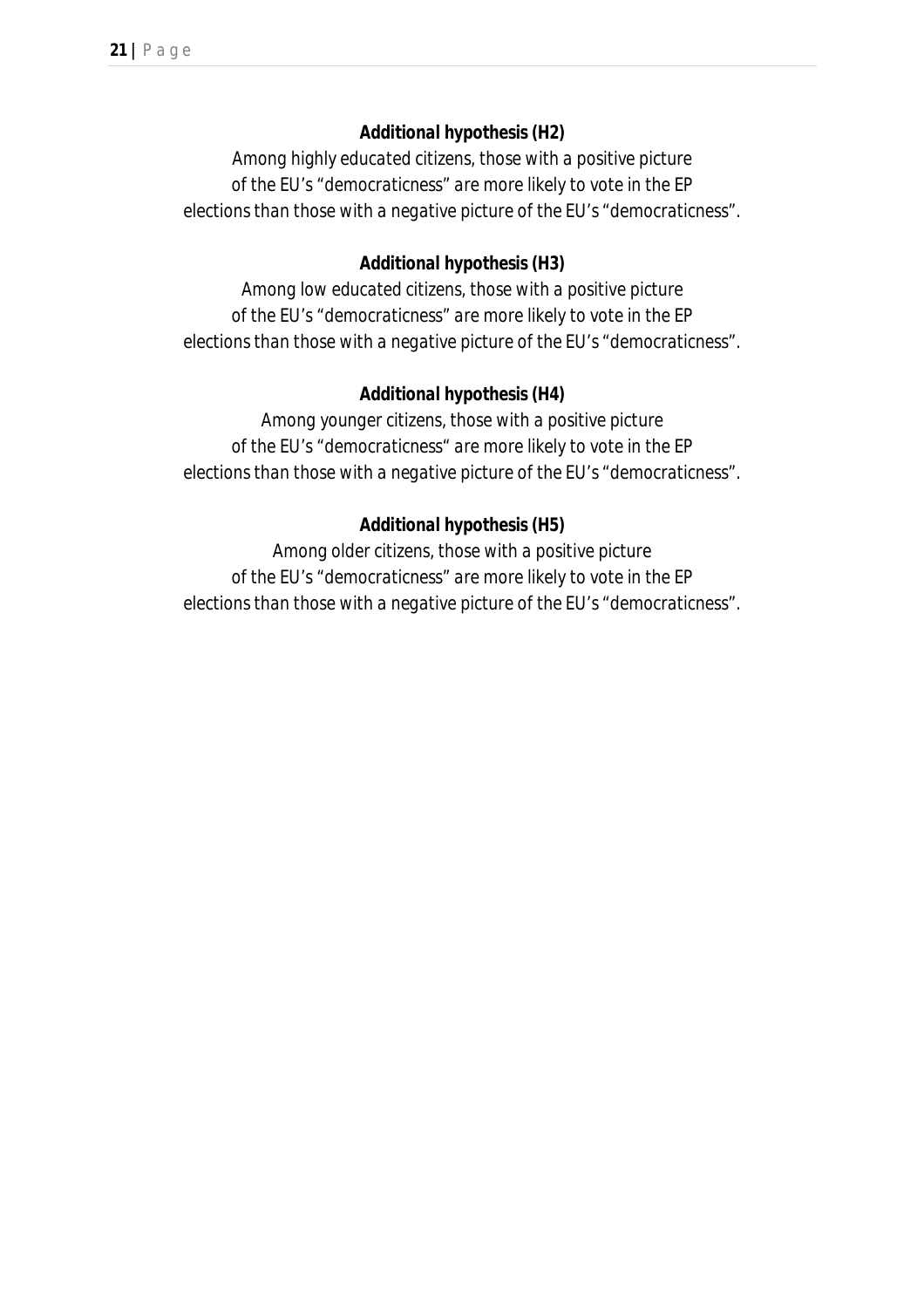**Additional hypothesis (H2)**

*Among highly educated citizens, those with a positive picture of the EU's "democraticness" are more likely to vote in the EP elections than those with a negative picture of the EU's "democraticness".*

**Additional hypothesis (H3)**

*Among low educated citizens, those with a positive picture of the EU's "democraticness" are more likely to vote in the EP elections than those with a negative picture of the EU's "democraticness".*

**Additional hypothesis (H4)**

*Among younger citizens, those with a positive picture of the EU's "democraticness" are more likely to vote in the EP elections than those with a negative picture of the EU's "democraticness".*

**Additional hypothesis (H5)**

*Among older citizens, those with a positive picture of the EU's "democraticness" are more likely to vote in the EP elections than those with a negative picture of the EU's "democraticness".*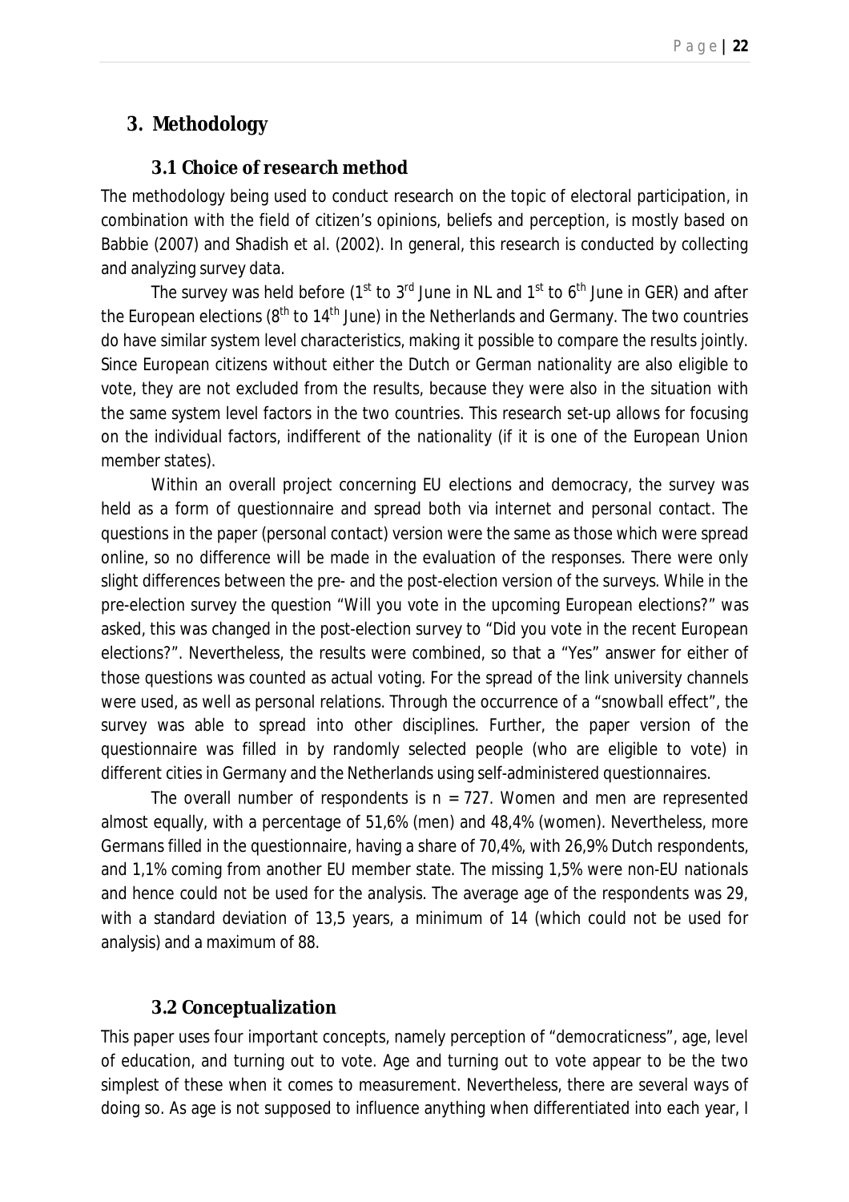# 3. Methodology

## 3.1 Choice of research method

The methodology being used to conduct research on the topic of electoral participation, in combination with the field of citizen's opinions, beliefs and perception, is mostly based on Babbie (2007) and Shadish et al. (2002). In general, this research is conducted by collecting and analyzing survey data.

The survey was held before (1st to 3rd June in NL and 1st to 6th June in GER) and after the European elections (8th to 14th June) in the Netherlands and Germany. The two countries do have similar system level characteristics, making it possible to compare the results jointly. Since European citizens without either the Dutch or German nationality are also eligible to vote, they are not excluded from the results, because they were also in the situation with the same system level factors in the two countries. This research set-up allows for focusing on the individual factors, indifferent of the nationality (if it is one of the European Union member states).

Within an overall project concerning EU elections and democracy, the survey was held as a form of questionnaire and spread both via internet and personal contact. The questions in the paper (personal contact) version were the same as those which were spread online, so no difference will be made in the evaluation of the responses. There were only slight differences between the pre- and the post-election version of the surveys. While in the pre-election survey the question "Will you vote in the upcoming European elections?" was asked, this was changed in the post-election survey to "Did you vote in the recent European elections?". Nevertheless, the results were combined, so that a "Yes" answer for either of those questions was counted as actual voting. For the spread of the link university channels were used, as well as personal relations. Through the occurrence of a "snowball effect", the survey was able to spread into other disciplines. Further, the paper version of the questionnaire was filled in by randomly selected people (who are eligible to vote) in different cities in Germany and the Netherlands using self-administered questionnaires.

The overall number of respondents is n = 727. Women and men are represented almost equally, with a percentage of 51,6% (men) and 48,4% (women). Nevertheless, more Germans filled in the questionnaire, having a share of 70,4%, with 26,9% Dutch respondents, and 1,1% coming from another EU member state. The missing 1,5% were non-EU nationals and hence could not be used for the analysis. The average age of the respondents was 29, with a standard deviation of 13,5 years, a minimum of 14 (which could not be used for analysis) and a maximum of 88.

## 3.2 Conceptualization

This paper uses four important concepts, namely perception of "democraticness", age, level of education, and turning out to vote. Age and turning out to vote appear to be the two simplest of these when it comes to measurement. Nevertheless, there are several ways of doing so. As age is not supposed to influence anything when differentiated into each year, I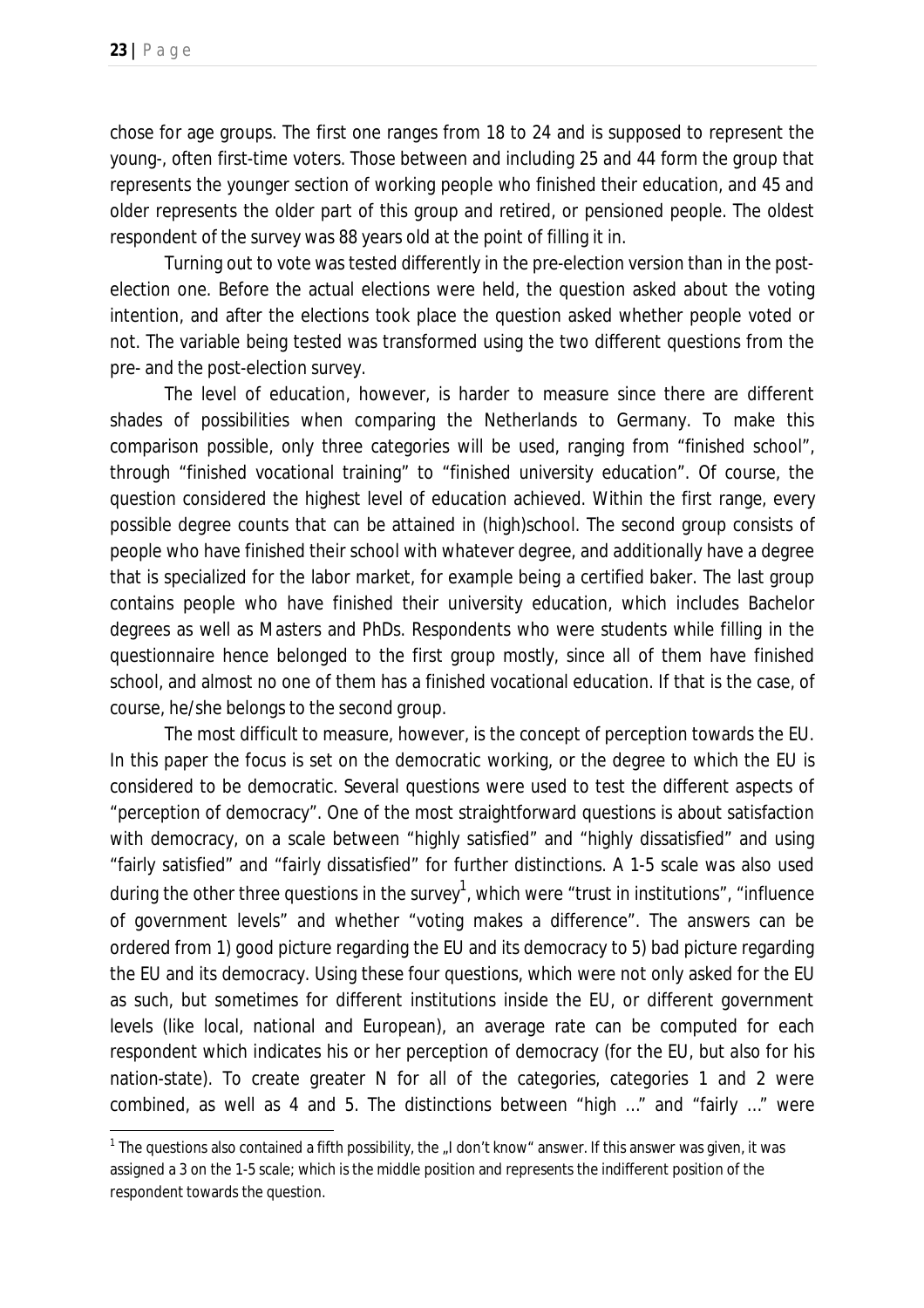chose for age groups. The first one ranges from 18 to 24 and is supposed to represent the young-, often first-time voters. Those between and including 25 and 44 form the group that represents the younger section of working people who finished their education, and 45 and older represents the older part of this group and retired, or pensioned people. The oldest respondent of the survey was 88 years old at the point of filling it in.

Turning out to vote was tested differently in the pre-election version than in the post-election one. Before the actual elections were held, the question asked about the voting intention, and after the elections took place the question asked whether people voted or not. The variable being tested was transformed using the two different questions from the pre- and the post-election survey.

The level of education, however, is harder to measure since there are different shades of possibilities when comparing the Netherlands to Germany. To make this comparison possible, only three categories will be used, ranging from "finished school", through "finished vocational training" to "finished university education". Of course, the question considered the highest level of education achieved. Within the first range, every possible degree counts that can be attained in (high)school. The second group consists of people who have finished their school with whatever degree, and additionally have a degree that is specialized for the labor market, for example being a certified baker. The last group contains people who have finished their university education, which includes Bachelor degrees as well as Masters and PhDs. Respondents who were students while filling in the questionnaire hence belonged to the first group mostly, since all of them have finished school, and almost no one of them has a finished vocational education. If that is the case, of course, he/she belongs to the second group.

The most difficult to measure, however, is the concept of perception towards the EU. In this paper the focus is set on the democratic working, or the degree to which the EU is considered to be democratic. Several questions were used to test the different aspects of "perception of democracy". One of the most straightforward questions is about satisfaction with democracy, on a scale between "highly satisfied" and "highly dissatisfied" and using "fairly satisfied" and "fairly dissatisfied" for further distinctions. A 1-5 scale was also used during the other three questions in the survey[1], which were "trust in institutions", "influence of government levels" and whether "voting makes a difference". The answers can be ordered from 1) good picture regarding the EU and its democracy to 5) bad picture regarding the EU and its democracy. Using these four questions, which were not only asked for the EU as such, but sometimes for different institutions inside the EU, or different government levels (like local, national and European), an average rate can be computed for each respondent which indicates his or her perception of democracy (for the EU, but also for his nation-state). To create greater N for all of the categories, categories 1 and 2 were combined, as well as 4 and 5. The distinctions between "high …" and "fairly …" were

[1] The questions also contained a fifth possibility, the „I don't know" answer. If this answer was given, it was assigned a 3 on the 1-5 scale; which is the middle position and represents the indifferent position of the respondent towards the question.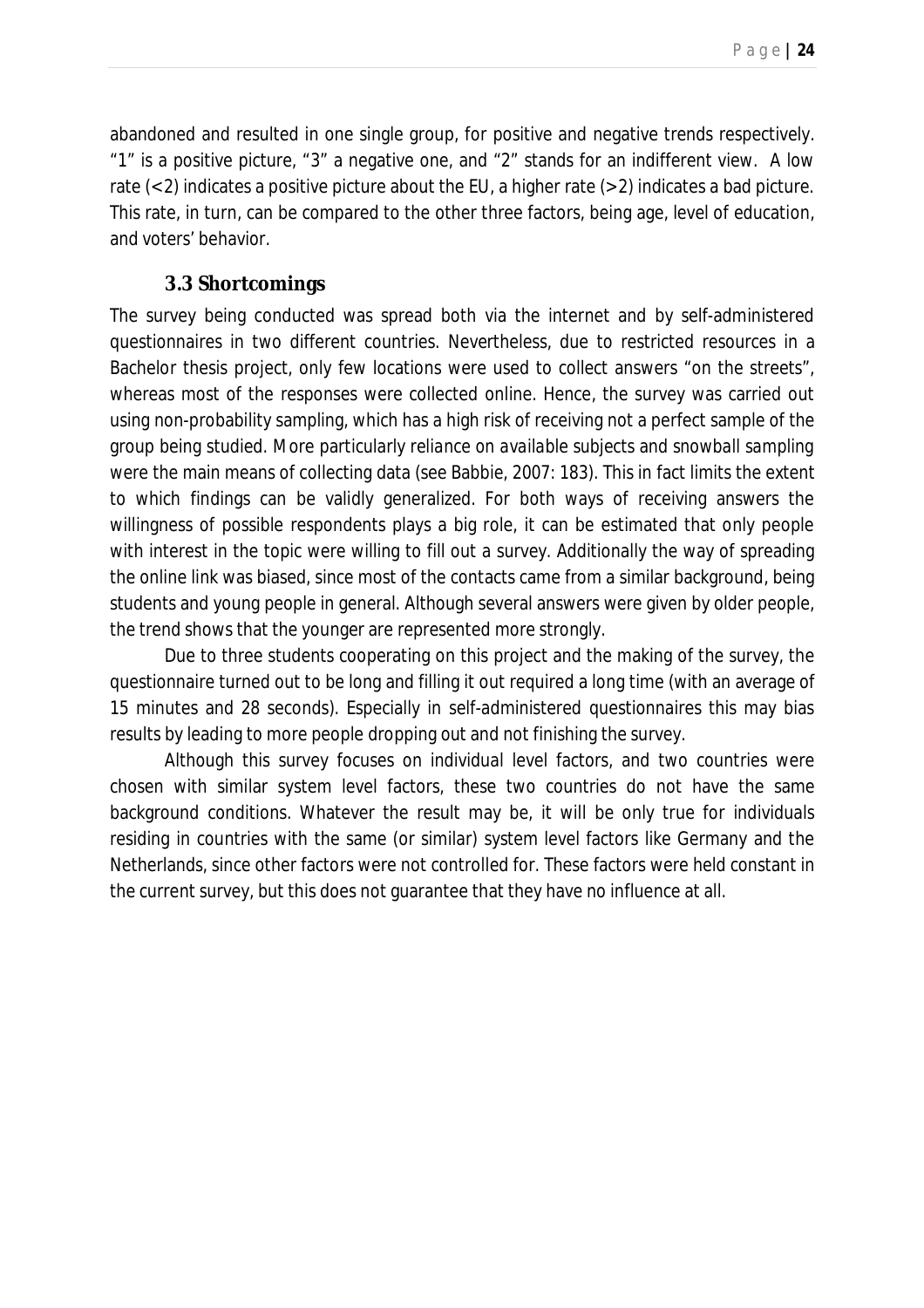abandoned and resulted in one single group, for positive and negative trends respectively. "1" is a positive picture, "3" a negative one, and "2" stands for an indifferent view. A low rate (<2) indicates a positive picture about the EU, a higher rate (>2) indicates a bad picture. This rate, in turn, can be compared to the other three factors, being age, level of education, and voters' behavior.

### 3.3 Shortcomings

The survey being conducted was spread both via the internet and by self-administered questionnaires in two different countries. Nevertheless, due to restricted resources in a Bachelor thesis project, only few locations were used to collect answers "on the streets", whereas most of the responses were collected online. Hence, the survey was carried out using non-probability sampling, which has a high risk of receiving not a perfect sample of the group being studied. More particularly *reliance on available subjects* and *snowball sampling* were the main means of collecting data (see Babbie, 2007: 183). This in fact limits the extent to which findings can be validly generalized. For both ways of receiving answers the willingness of possible respondents plays a big role, it can be estimated that only people with interest in the topic were willing to fill out a survey. Additionally the way of spreading the online link was biased, since most of the contacts came from a similar background, being students and young people in general. Although several answers were given by older people, the trend shows that the younger are represented more strongly.

Due to three students cooperating on this project and the making of the survey, the questionnaire turned out to be long and filling it out required a long time (with an average of 15 minutes and 28 seconds). Especially in self-administered questionnaires this may bias results by leading to more people dropping out and not finishing the survey.

Although this survey focuses on individual level factors, and two countries were chosen with similar system level factors, these two countries do not have the same background conditions. Whatever the result may be, it will be only true for individuals residing in countries with the same (or similar) system level factors like Germany and the Netherlands, since other factors were not controlled for. These factors were held constant in the current survey, but this does not guarantee that they have no influence at all.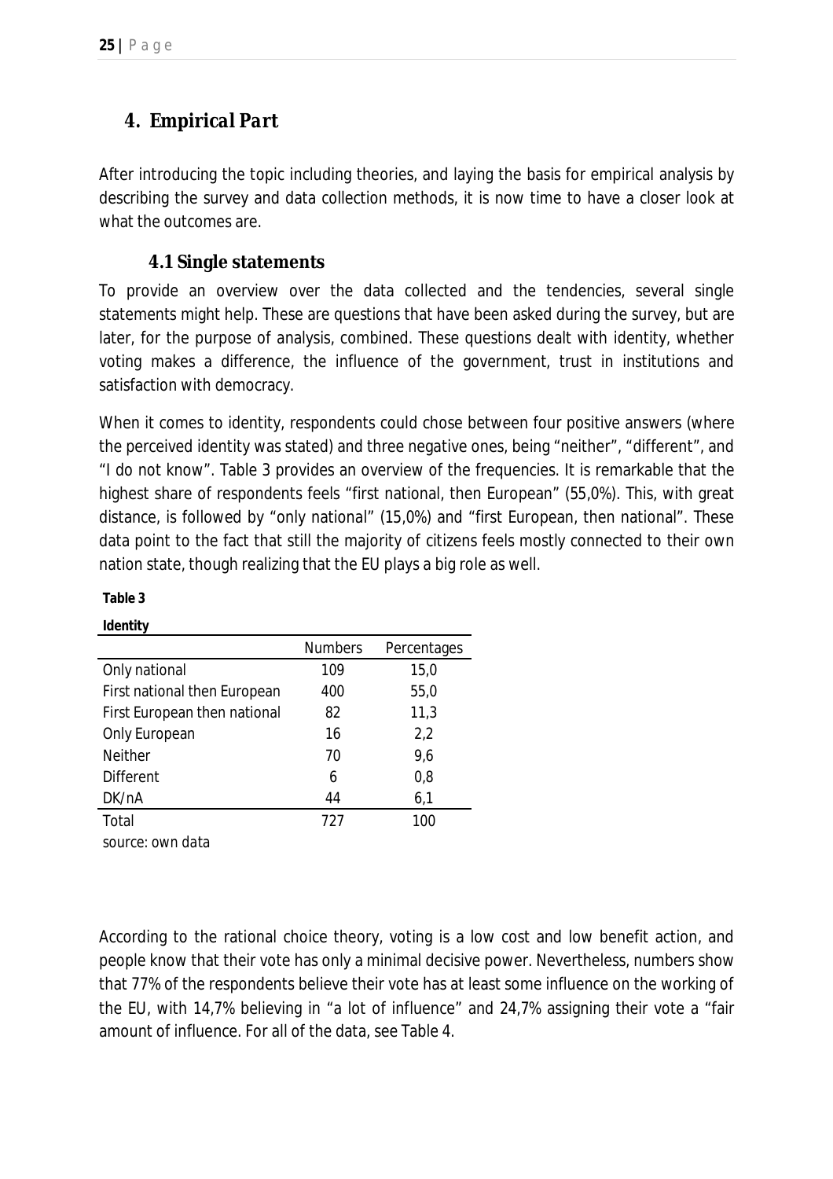# 4. Empirical Part

After introducing the topic including theories, and laying the basis for empirical analysis by describing the survey and data collection methods, it is now time to have a closer look at what the outcomes are.

## 4.1 Single statements

To provide an overview over the data collected and the tendencies, several single statements might help. These are questions that have been asked during the survey, but are later, for the purpose of analysis, combined. These questions dealt with identity, whether voting makes a difference, the influence of the government, trust in institutions and satisfaction with democracy.

When it comes to identity, respondents could chose between four positive answers (where the perceived identity was stated) and three negative ones, being "neither", "different", and "I do not know". Table 3 provides an overview of the frequencies. It is remarkable that the highest share of respondents feels "first national, then European" (55,0%). This, with great distance, is followed by "only national" (15,0%) and "first European, then national". These data point to the fact that still the majority of citizens feels mostly connected to their own nation state, though realizing that the EU plays a big role as well.

**Table 3**

**Identity**

| | Numbers | Percentages |
|---|---|---|
| Only national | 109 | 15,0 |
| First national then European | 400 | 55,0 |
| First European then national | 82 | 11,3 |
| Only European | 16 | 2,2 |
| Neither | 70 | 9,6 |
| Different | 6 | 0,8 |
| DK/nA | 44 | 6,1 |
| Total | 727 | 100 |

source: own data

According to the rational choice theory, voting is a low cost and low benefit action, and people know that their vote has only a minimal decisive power. Nevertheless, numbers show that 77% of the respondents believe their vote has at least some influence on the working of the EU, with 14,7% believing in "a lot of influence" and 24,7% assigning their vote a "fair amount of influence. For all of the data, see Table 4.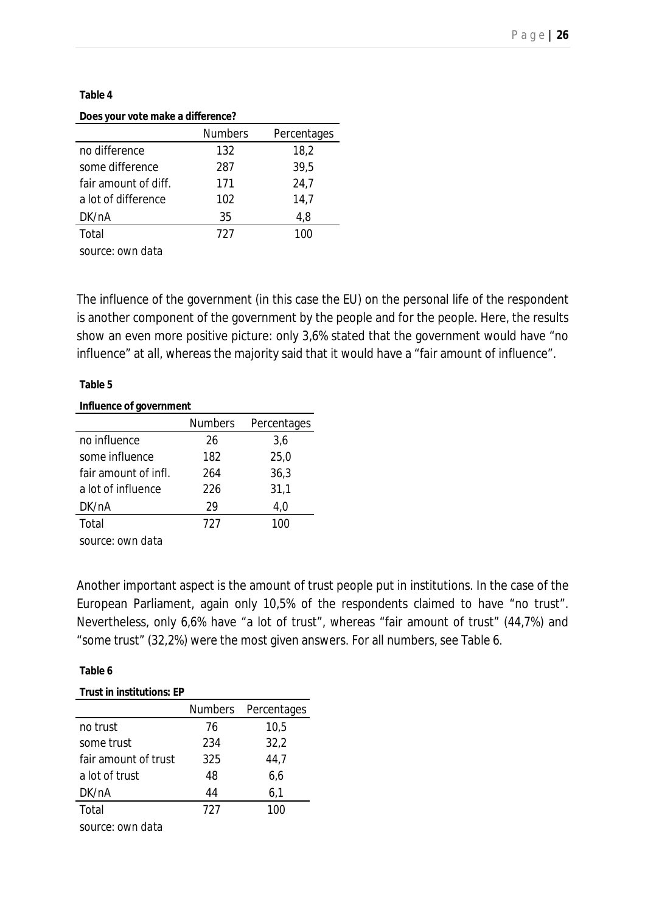**Table 4**

**Does your vote make a difference?**

| | Numbers | Percentages |
|---|---|---|
| no difference | 132 | 18,2 |
| some difference | 287 | 39,5 |
| fair amount of diff. | 171 | 24,7 |
| a lot of difference | 102 | 14,7 |
| DK/nA | 35 | 4,8 |
| Total | 727 | 100 |

source: own data

The influence of the government (in this case the EU) on the personal life of the respondent is another component of the government by the people and for the people. Here, the results show an even more positive picture: only 3,6% stated that the government would have "no influence" at all, whereas the majority said that it would have a "fair amount of influence".

**Table 5**

**Influence of government**

| | Numbers | Percentages |
|---|---|---|
| no influence | 26 | 3,6 |
| some influence | 182 | 25,0 |
| fair amount of infl. | 264 | 36,3 |
| a lot of influence | 226 | 31,1 |
| DK/nA | 29 | 4,0 |
| Total | 727 | 100 |

source: own data

Another important aspect is the amount of trust people put in institutions. In the case of the European Parliament, again only 10,5% of the respondents claimed to have "no trust". Nevertheless, only 6,6% have "a lot of trust", whereas "fair amount of trust" (44,7%) and "some trust" (32,2%) were the most given answers. For all numbers, see Table 6.

**Table 6**

**Trust in institutions: EP**

| | Numbers | Percentages |
|---|---|---|
| no trust | 76 | 10,5 |
| some trust | 234 | 32,2 |
| fair amount of trust | 325 | 44,7 |
| a lot of trust | 48 | 6,6 |
| DK/nA | 44 | 6,1 |
| Total | 727 | 100 |

source: own data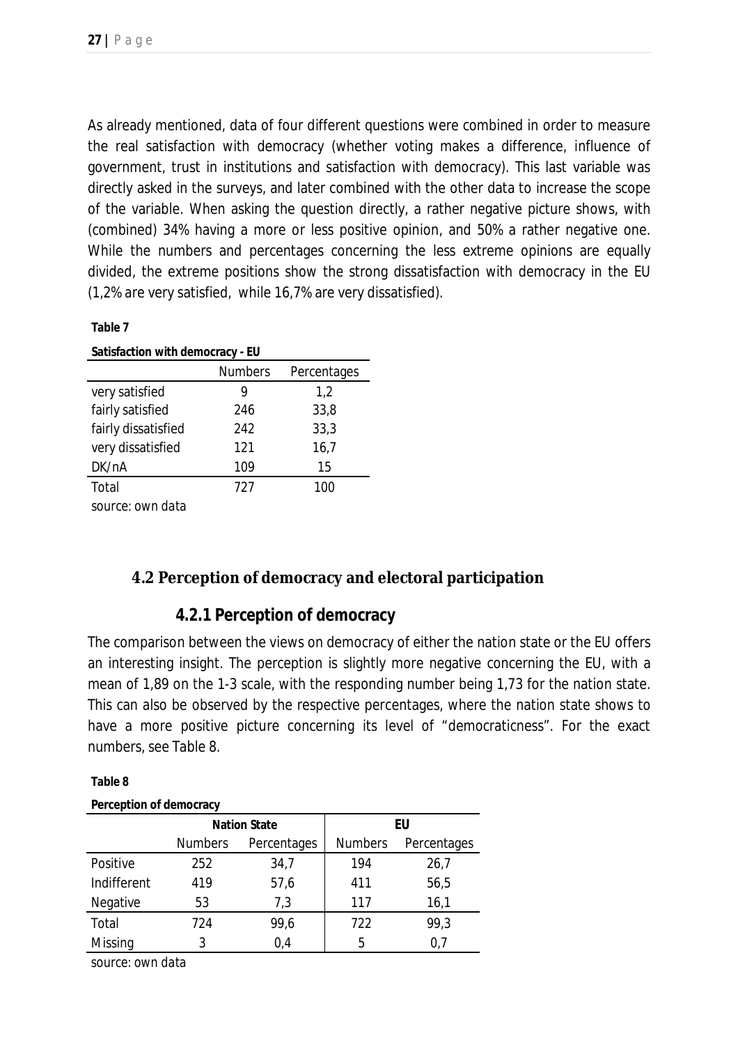As already mentioned, data of four different questions were combined in order to measure the real satisfaction with democracy (whether voting makes a difference, influence of government, trust in institutions and satisfaction with democracy). This last variable was directly asked in the surveys, and later combined with the other data to increase the scope of the variable. When asking the question directly, a rather negative picture shows, with (combined) 34% having a more or less positive opinion, and 50% a rather negative one. While the numbers and percentages concerning the less extreme opinions are equally divided, the extreme positions show the strong dissatisfaction with democracy in the EU (1,2% are very satisfied, while 16,7% are very dissatisfied).

**Table 7**

**Satisfaction with democracy - EU**

| | Numbers | Percentages |
|---|---|---|
| very satisfied | 9 | 1,2 |
| fairly satisfied | 246 | 33,8 |
| fairly dissatisfied | 242 | 33,3 |
| very dissatisfied | 121 | 16,7 |
| DK/nA | 109 | 15 |
| Total | 727 | 100 |

source: own data

## 4.2 Perception of democracy and electoral participation

### 4.2.1 Perception of democracy

The comparison between the views on democracy of either the nation state or the EU offers an interesting insight. The perception is slightly more negative concerning the EU, with a mean of 1,89 on the 1-3 scale, with the responding number being 1,73 for the nation state. This can also be observed by the respective percentages, where the nation state shows to have a more positive picture concerning its level of "democraticness". For the exact numbers, see Table 8.

**Table 8**

**Perception of democracy**

| | Nation State | | EU | |
|---|---|---|---|---|
| | Numbers | Percentages | Numbers | Percentages |
| Positive | 252 | 34,7 | 194 | 26,7 |
| Indifferent | 419 | 57,6 | 411 | 56,5 |
| Negative | 53 | 7,3 | 117 | 16,1 |
| Total | 724 | 99,6 | 722 | 99,3 |
| Missing | 3 | 0,4 | 5 | 0,7 |

source: own data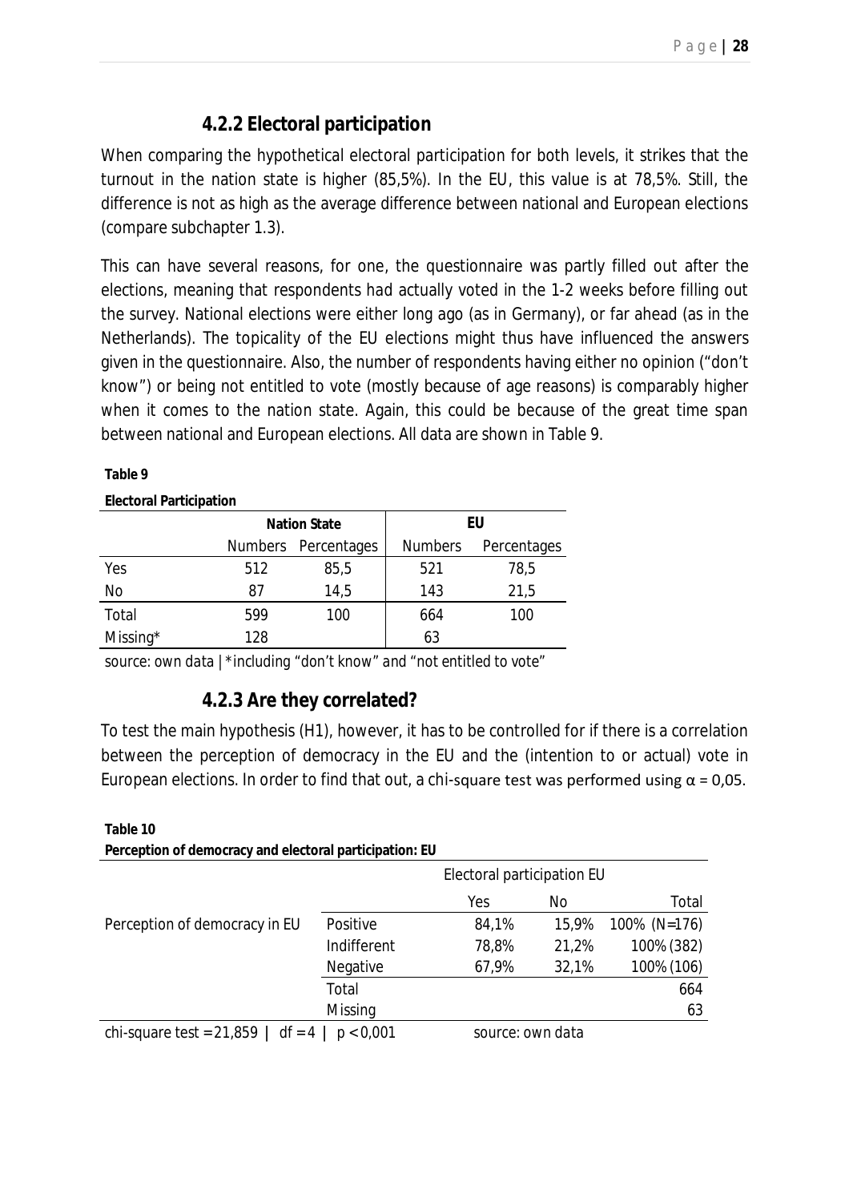### 4.2.2 Electoral participation

When comparing the hypothetical electoral participation for both levels, it strikes that the turnout in the nation state is higher (85,5%). In the EU, this value is at 78,5%. Still, the difference is not as high as the average difference between national and European elections (compare subchapter 1.3).

This can have several reasons, for one, the questionnaire was partly filled out after the elections, meaning that respondents had actually voted in the 1-2 weeks before filling out the survey. National elections were either long ago (as in Germany), or far ahead (as in the Netherlands). The topicality of the EU elections might thus have influenced the answers given in the questionnaire. Also, the number of respondents having either no opinion ("don't know") or being not entitled to vote (mostly because of age reasons) is comparably higher when it comes to the nation state. Again, this could be because of the great time span between national and European elections. All data are shown in Table 9.

**Table 9**

**Electoral Participation**

| | Nation State | | EU | |
|---|---|---|---|---|
| | Numbers | Percentages | Numbers | Percentages |
| Yes | 512 | 85,5 | 521 | 78,5 |
| No | 87 | 14,5 | 143 | 21,5 |
| Total | 599 | 100 | 664 | 100 |
| Missing* | 128 | | 63 | |

*source: own data | *including "don't know" and "not entitled to vote"*

### 4.2.3 Are they correlated?

To test the main hypothesis (H1), however, it has to be controlled for if there is a correlation between the perception of democracy in the EU and the (intention to or actual) vote in European elections. In order to find that out, a chi-square test was performed using $\alpha = 0,05$.

**Table 10**

**Perception of democracy and electoral participation: EU**

| | | Electoral participation EU | | |
|---|---|---|---|---|
| | | Yes | No | Total |
| Perception of democracy in EU | Positive | 84,1% | 15,9% | 100% (N=176) |
| | Indifferent | 78,8% | 21,2% | 100% (382) |
| | Negative | 67,9% | 32,1% | 100% (106) |
| | Total | | | 664 |
| | Missing | | | 63 |

chi-square test = 21,859 | df = 4 | $p < 0,001$ source: own data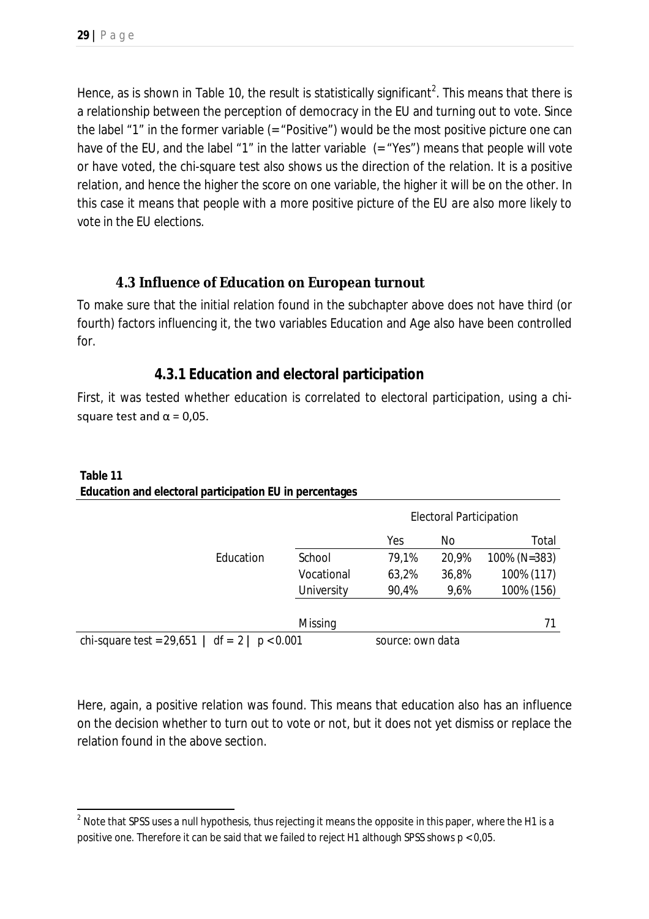Hence, as is shown in Table 10, the result is statistically significant[2]. This means that there is a relationship between the perception of democracy in the EU and turning out to vote. Since the label "1" in the former variable (= "Positive") would be the most positive picture one can have of the EU, and the label "1" in the latter variable (= "Yes") means that people will vote or have voted, the chi-square test also shows us the direction of the relation. It is a positive relation, and hence the higher the score on one variable, the higher it will be on the other. In this case it means that people with a more positive picture of the EU are also more likely to vote in the EU elections.

## 4.3 Influence of Education on European turnout

To make sure that the initial relation found in the subchapter above does not have third (or fourth) factors influencing it, the two variables Education and Age also have been controlled for.

### 4.3.1 Education and electoral participation

First, it was tested whether education is correlated to electoral participation, using a chi-square test and $\alpha = 0,05$.

**Table 11**
**Education and electoral participation EU in percentages**

| | | Electoral Participation | | |
|---|---|---|---|---|
| | | Yes | No | Total |
| Education | School | 79,1% | 20,9% | 100% (N=383) |
| | Vocational | 63,2% | 36,8% | 100% (117) |
| | University | 90,4% | 9,6% | 100% (156) |
| | Missing | | | 71 |

chi-square test = 29,651 | df = 2 | $p < 0.001$ — source: own data

Here, again, a positive relation was found. This means that education also has an influence on the decision whether to turn out to vote or not, but it does not yet dismiss or replace the relation found in the above section.

---

[2] Note that SPSS uses a null hypothesis, thus rejecting it means the opposite in this paper, where the H1 is a positive one. Therefore it can be said that we failed to reject H1 although SPSS shows $p < 0,05$.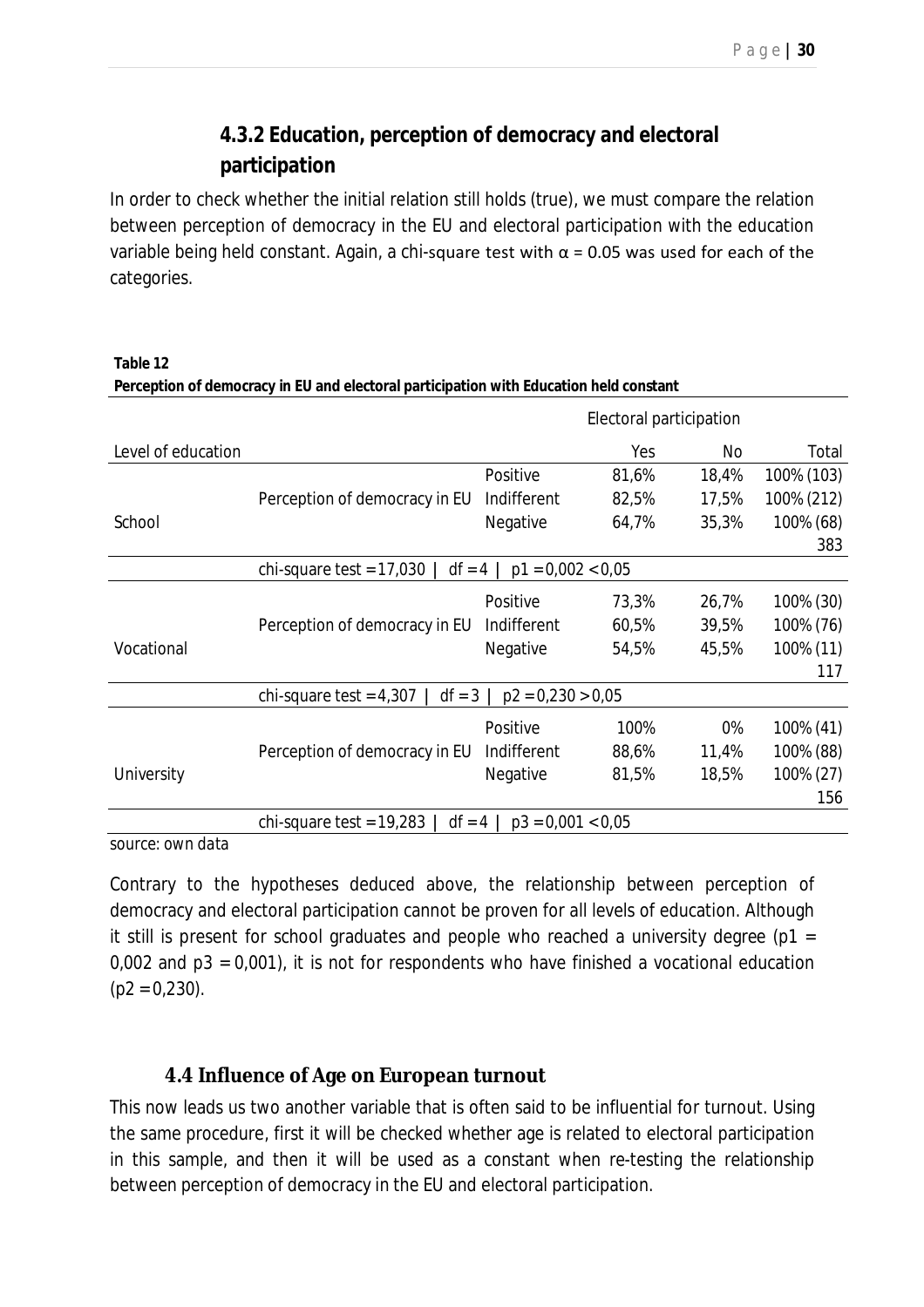### 4.3.2 Education, perception of democracy and electoral participation

In order to check whether the initial relation still holds (true), we must compare the relation between perception of democracy in the EU and electoral participation with the education variable being held constant. Again, a chi-square test with $\alpha = 0.05$ was used for each of the categories.

**Table 12**
**Perception of democracy in EU and electoral participation with Education held constant**

| | | | Electoral participation | | |
|---|---|---|---|---|---|
| Level of education | | | Yes | No | Total |
| School | Perception of democracy in EU | Positive | 81,6% | 18,4% | 100% (103) |
| | | Indifferent | 82,5% | 17,5% | 100% (212) |
| | | Negative | 64,7% | 35,3% | 100% (68) |
| | | | | | 383 |
| | chi-square test = 17,030 \| df = 4 \| p1 = 0,002 < 0,05 | | | | |
| Vocational | Perception of democracy in EU | Positive | 73,3% | 26,7% | 100% (30) |
| | | Indifferent | 60,5% | 39,5% | 100% (76) |
| | | Negative | 54,5% | 45,5% | 100% (11) |
| | | | | | 117 |
| | chi-square test = 4,307 \| df = 3 \| p2 = 0,230 > 0,05 | | | | |
| University | Perception of democracy in EU | Positive | 100% | 0% | 100% (41) |
| | | Indifferent | 88,6% | 11,4% | 100% (88) |
| | | Negative | 81,5% | 18,5% | 100% (27) |
| | | | | | 156 |
| | chi-square test = 19,283 \| df = 4 \| p3 = 0,001 < 0,05 | | | | |

source: own data

Contrary to the hypotheses deduced above, the relationship between perception of democracy and electoral participation cannot be proven for all levels of education. Although it still is present for school graduates and people who reached a university degree ($p1 = 0,002$ and $p3 = 0,001$), it is not for respondents who have finished a vocational education ($p2 = 0,230$).

## 4.4 Influence of Age on European turnout

This now leads us two another variable that is often said to be influential for turnout. Using the same procedure, first it will be checked whether age is related to electoral participation in this sample, and then it will be used as a constant when re-testing the relationship between perception of democracy in the EU and electoral participation.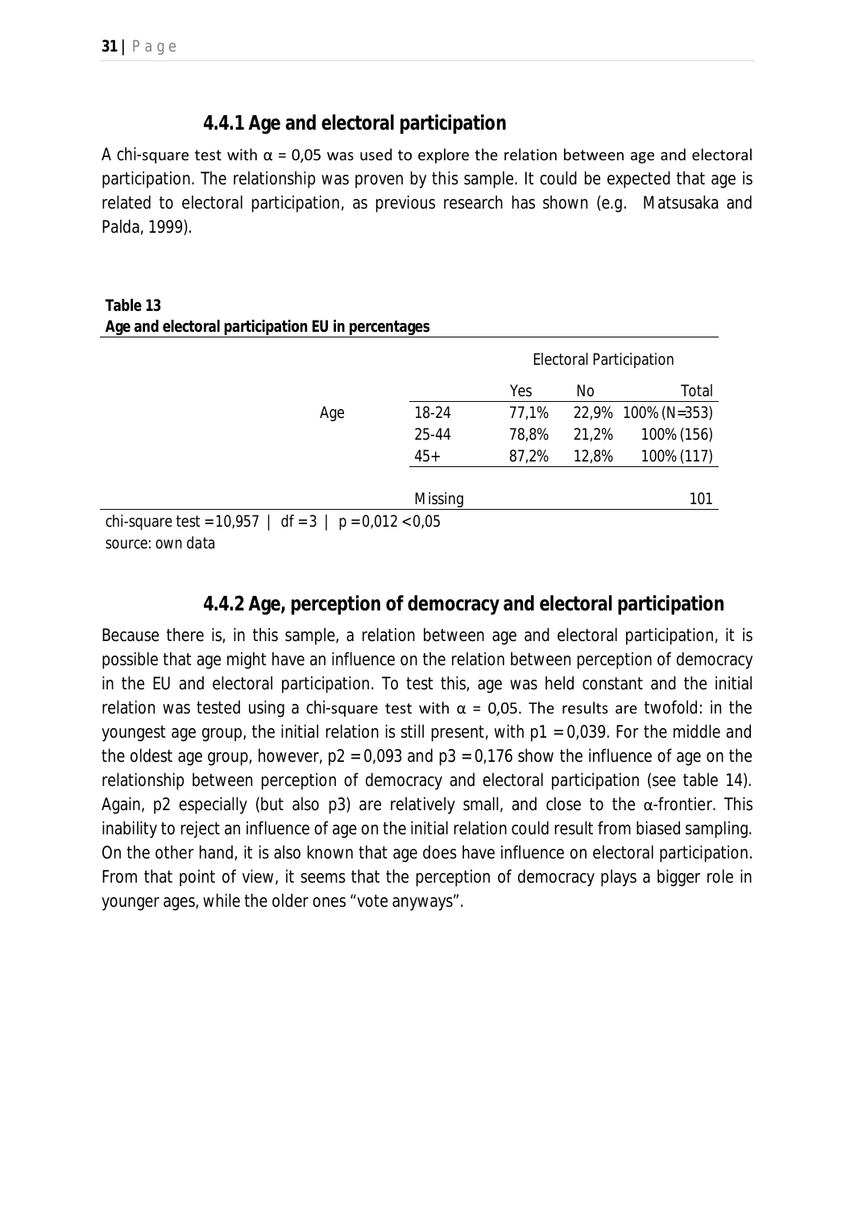### 4.4.1 Age and electoral participation

A chi-square test with $\alpha$ = 0,05 was used to explore the relation between age and electoral participation. The relationship was proven by this sample. It could be expected that age is related to electoral participation, as previous research has shown (e.g. Matsusaka and Palda, 1999).

**Table 13**
**Age and electoral participation EU in percentages**

| | | Electoral Participation | | |
|---|---|---|---|---|
| | | Yes | No | Total |
| Age | 18-24 | 77,1% | 22,9% | 100% (N=353) |
| | 25-44 | 78,8% | 21,2% | 100% (156) |
| | 45+ | 87,2% | 12,8% | 100% (117) |
| | Missing | | | 101 |

chi-square test = 10,957 | df = 3 | p = 0,012 < 0,05
source: own data

### 4.4.2 Age, perception of democracy and electoral participation

Because there is, in this sample, a relation between age and electoral participation, it is possible that age might have an influence on the relation between perception of democracy in the EU and electoral participation. To test this, age was held constant and the initial relation was tested using a chi-square test with $\alpha$ = 0,05. The results are twofold: in the youngest age group, the initial relation is still present, with $p_1$ = 0,039. For the middle and the oldest age group, however, $p_2$ = 0,093 and $p_3$ = 0,176 show the influence of age on the relationship between perception of democracy and electoral participation (see table 14). Again, $p_2$ especially (but also $p_3$) are relatively small, and close to the $\alpha$-frontier. This inability to reject an influence of age on the initial relation could result from biased sampling. On the other hand, it is also known that age does have influence on electoral participation. From that point of view, it seems that the perception of democracy plays a bigger role in younger ages, while the older ones "vote anyways".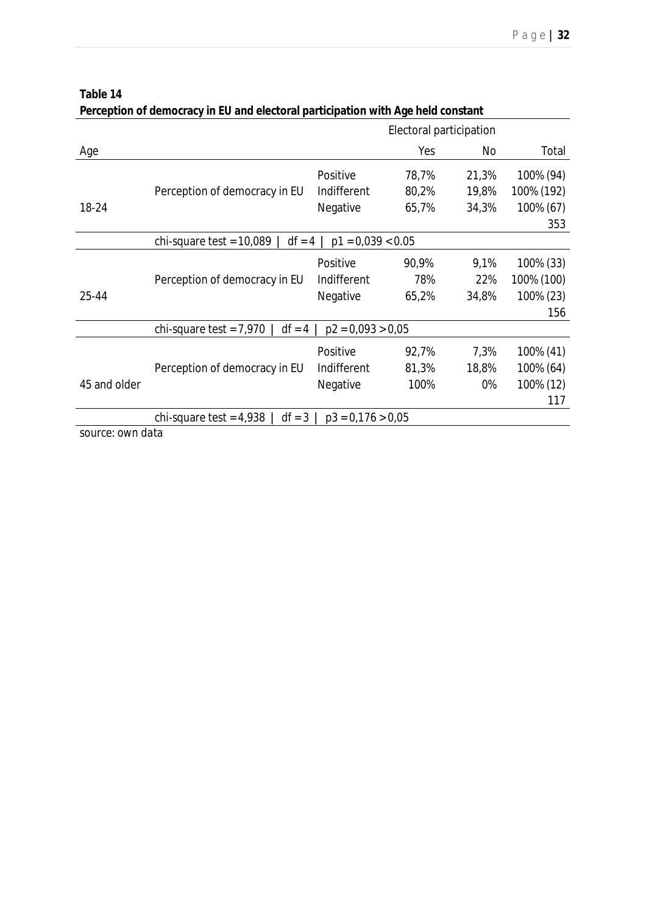**Table 14**

**Perception of democracy in EU and electoral participation with Age held constant**

| Age | | | Electoral participation | | |
|---|---|---|---|---|---|
| | | | Yes | No | Total |
| 18-24 | Perception of democracy in EU | Positive | 78,7% | 21,3% | 100% (94) |
| | | Indifferent | 80,2% | 19,8% | 100% (192) |
| | | Negative | 65,7% | 34,3% | 100% (67) |
| | | | | | 353 |
| | chi-square test = 10,089 \| df = 4 \| p1 = 0,039 < 0.05 | | | | |
| 25-44 | Perception of democracy in EU | Positive | 90,9% | 9,1% | 100% (33) |
| | | Indifferent | 78% | 22% | 100% (100) |
| | | Negative | 65,2% | 34,8% | 100% (23) |
| | | | | | 156 |
| | chi-square test = 7,970 \| df = 4 \| p2 = 0,093 > 0,05 | | | | |
| 45 and older | Perception of democracy in EU | Positive | 92,7% | 7,3% | 100% (41) |
| | | Indifferent | 81,3% | 18,8% | 100% (64) |
| | | Negative | 100% | 0% | 100% (12) |
| | | | | | 117 |
| | chi-square test = 4,938 \| df = 3 \| p3 = 0,176 > 0,05 | | | | |

source: own data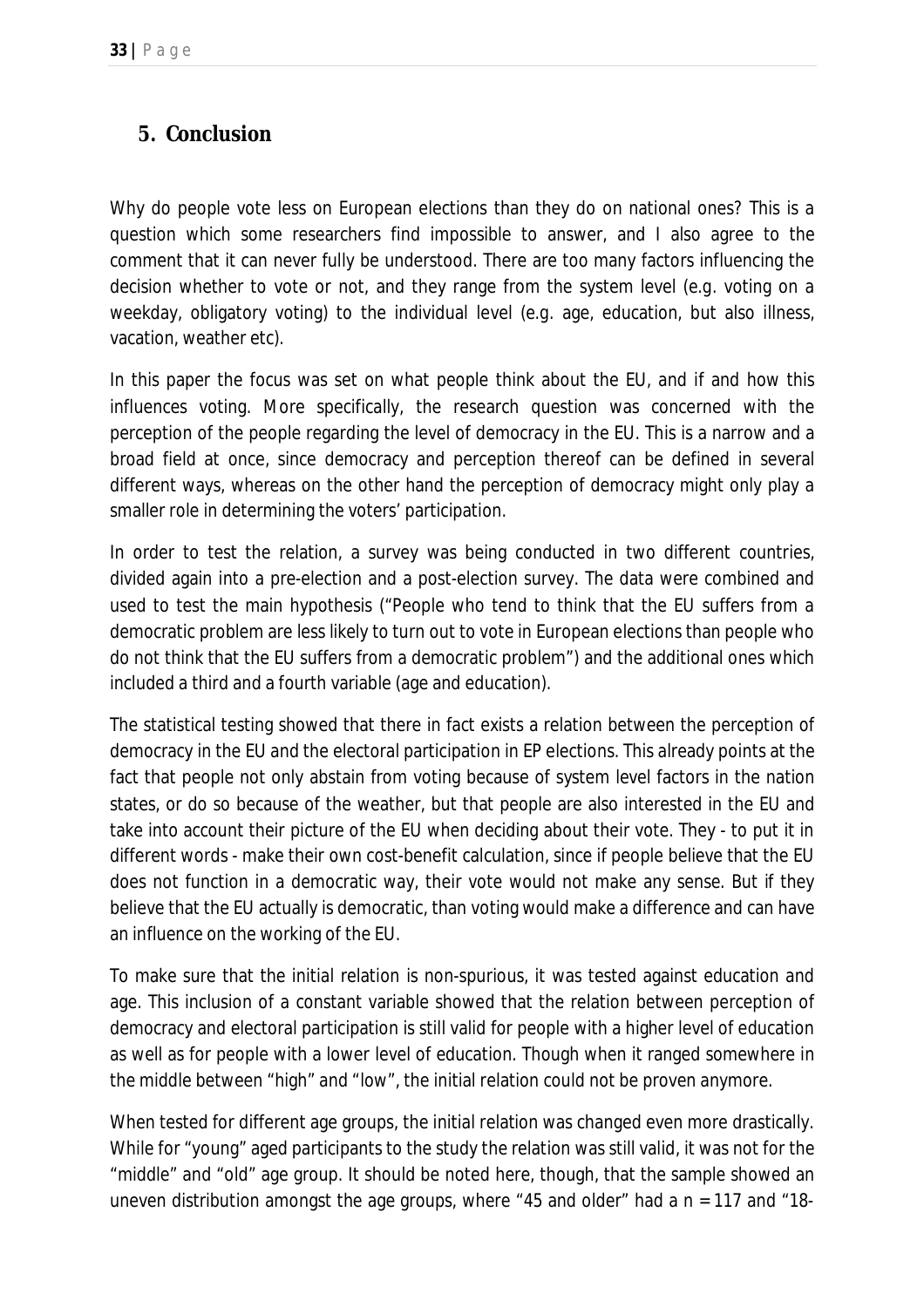## 5. Conclusion

Why do people vote less on European elections than they do on national ones? This is a question which some researchers find impossible to answer, and I also agree to the comment that it can never fully be understood. There are too many factors influencing the decision whether to vote or not, and they range from the system level (e.g. voting on a weekday, obligatory voting) to the individual level (e.g. age, education, but also illness, vacation, weather etc).

In this paper the focus was set on what people think about the EU, and if and how this influences voting. More specifically, the research question was concerned with the perception of the people regarding the level of democracy in the EU. This is a narrow and a broad field at once, since democracy and perception thereof can be defined in several different ways, whereas on the other hand the perception of democracy might only play a smaller role in determining the voters' participation.

In order to test the relation, a survey was being conducted in two different countries, divided again into a pre-election and a post-election survey. The data were combined and used to test the main hypothesis ("People who tend to think that the EU suffers from a democratic problem are less likely to turn out to vote in European elections than people who do not think that the EU suffers from a democratic problem") and the additional ones which included a third and a fourth variable (age and education).

The statistical testing showed that there in fact exists a relation between the perception of democracy in the EU and the electoral participation in EP elections. This already points at the fact that people not only abstain from voting because of system level factors in the nation states, or do so because of the weather, but that people are also interested in the EU and take into account their picture of the EU when deciding about their vote. They - to put it in different words - make their own cost-benefit calculation, since if people believe that the EU does not function in a democratic way, their vote would not make any sense. But if they believe that the EU actually is democratic, than voting would make a difference and can have an influence on the working of the EU.

To make sure that the initial relation is non-spurious, it was tested against education and age. This inclusion of a constant variable showed that the relation between perception of democracy and electoral participation is still valid for people with a higher level of education as well as for people with a lower level of education. Though when it ranged somewhere in the middle between "high" and "low", the initial relation could not be proven anymore.

When tested for different age groups, the initial relation was changed even more drastically. While for "young" aged participants to the study the relation was still valid, it was not for the "middle" and "old" age group. It should be noted here, though, that the sample showed an uneven distribution amongst the age groups, where "45 and older" had a n = 117 and "18-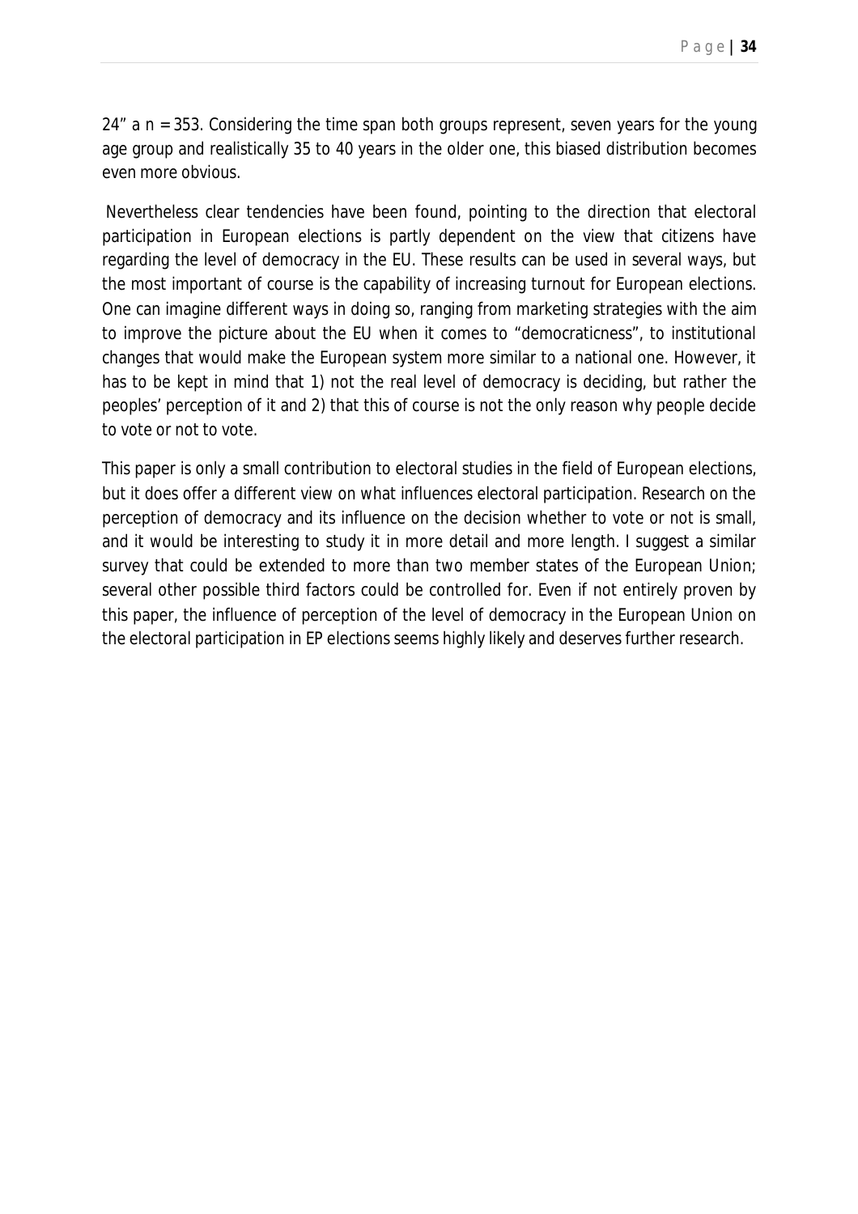24" a n = 353. Considering the time span both groups represent, seven years for the young age group and realistically 35 to 40 years in the older one, this biased distribution becomes even more obvious.

Nevertheless clear tendencies have been found, pointing to the direction that electoral participation in European elections is partly dependent on the view that citizens have regarding the level of democracy in the EU. These results can be used in several ways, but the most important of course is the capability of increasing turnout for European elections. One can imagine different ways in doing so, ranging from marketing strategies with the aim to improve the picture about the EU when it comes to "democraticness", to institutional changes that would make the European system more similar to a national one. However, it has to be kept in mind that 1) not the real level of democracy is deciding, but rather the peoples' perception of it and 2) that this of course is not the only reason why people decide to vote or not to vote.

This paper is only a small contribution to electoral studies in the field of European elections, but it does offer a different view on what influences electoral participation. Research on the perception of democracy and its influence on the decision whether to vote or not is small, and it would be interesting to study it in more detail and more length. I suggest a similar survey that could be extended to more than two member states of the European Union; several other possible third factors could be controlled for. Even if not entirely proven by this paper, the influence of perception of the level of democracy in the European Union on the electoral participation in EP elections seems highly likely and deserves further research.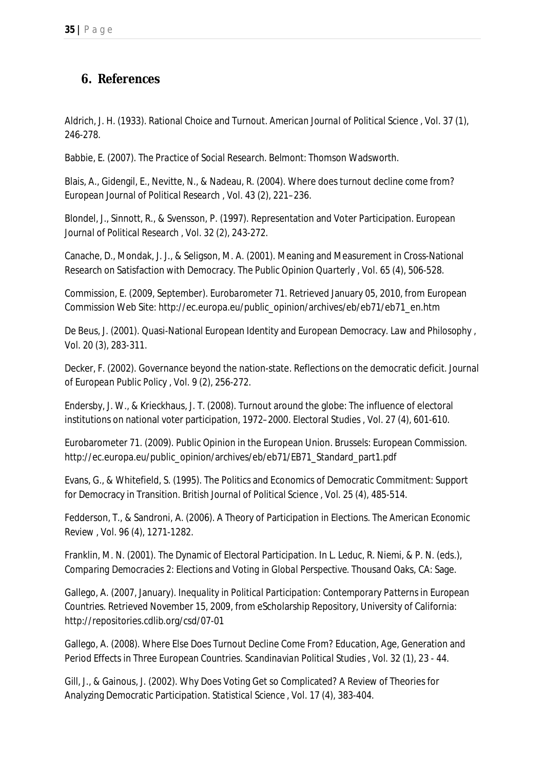## 6. References

Aldrich, J. H. (1933). Rational Choice and Turnout. *American Journal of Political Science* , Vol. 37 (1), 246-278.

Babbie, E. (2007). *The Practice of Social Research.* Belmont: Thomson Wadsworth.

Blais, A., Gidengil, E., Nevitte, N., & Nadeau, R. (2004). Where does turnout decline come from? *European Journal of Political Research* , Vol. 43 (2), 221–236.

Blondel, J., Sinnott, R., & Svensson, P. (1997). Representation and Voter Participation. *European Journal of Political Research* , Vol. 32 (2), 243-272.

Canache, D., Mondak, J. J., & Seligson, M. A. (2001). Meaning and Measurement in Cross-National Research on Satisfaction with Democracy. *The Public Opinion Quarterly* , Vol. 65 (4), 506-528.

Commission, E. (2009, September). *Eurobarometer 71.* Retrieved January 05, 2010, from European Commission Web Site: http://ec.europa.eu/public_opinion/archives/eb/eb71/eb71_en.htm

De Beus, J. (2001). Quasi-National European Identity and European Democracy. *Law and Philosophy* , Vol. 20 (3), 283-311.

Decker, F. (2002). Governance beyond the nation-state. Reflections on the democratic deficit. *Journal of European Public Policy* , Vol. 9 (2), 256-272.

Endersby, J. W., & Krieckhaus, J. T. (2008). Turnout around the globe: The influence of electoral institutions on national voter participation, 1972–2000. *Electoral Studies* , Vol. 27 (4), 601-610.

Eurobarometer 71. (2009). *Public Opinion in the European Union.* Brussels: European Commission. http://ec.europa.eu/public_opinion/archives/eb/eb71/EB71_Standard_part1.pdf

Evans, G., & Whitefield, S. (1995). The Politics and Economics of Democratic Commitment: Support for Democracy in Transition. *British Journal of Political Science* , Vol. 25 (4), 485-514.

Fedderson, T., & Sandroni, A. (2006). A Theory of Participation in Elections. *The American Economic Review* , Vol. 96 (4), 1271-1282.

Franklin, M. N. (2001). The Dynamic of Electoral Participation. In L. Leduc, R. Niemi, & P. N. (eds.), *Comparing Democracies 2: Elections and Voting in Global Perspective.* Thousand Oaks, CA: Sage.

Gallego, A. (2007, January). *Inequality in Political Participation: Contemporary Patterns in European Countries.* Retrieved November 15, 2009, from eScholarship Repository, University of California: http://repositories.cdlib.org/csd/07-01

Gallego, A. (2008). Where Else Does Turnout Decline Come From? Education, Age, Generation and Period Effects in Three European Countries. *Scandinavian Political Studies* , Vol. 32 (1), 23 - 44.

Gill, J., & Gainous, J. (2002). Why Does Voting Get so Complicated? A Review of Theories for Analyzing Democratic Participation. *Statistical Science* , Vol. 17 (4), 383-404.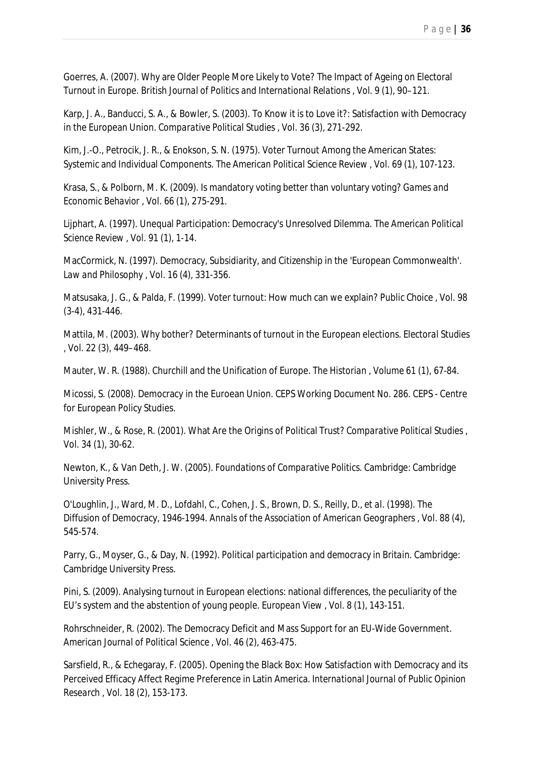Goerres, A. (2007). Why are Older People More Likely to Vote? The Impact of Ageing on Electoral Turnout in Europe. *British Journal of Politics and International Relations* , Vol. 9 (1), 90–121.

Karp, J. A., Banducci, S. A., & Bowler, S. (2003). To Know it is to Love it?: Satisfaction with Democracy in the European Union. *Comparative Political Studies* , Vol. 36 (3), 271-292.

Kim, J.-O., Petrocik, J. R., & Enokson, S. N. (1975). Voter Turnout Among the American States: Systemic and Individual Components. *The American Political Science Review* , Vol. 69 (1), 107-123.

Krasa, S., & Polborn, M. K. (2009). Is mandatory voting better than voluntary voting? *Games and Economic Behavior* , Vol. 66 (1), 275-291.

Lijphart, A. (1997). Unequal Participation: Democracy's Unresolved Dilemma. *The American Political Science Review* , Vol. 91 (1), 1-14.

MacCormick, N. (1997). Democracy, Subsidiarity, and Citizenship in the 'European Commonwealth'. *Law and Philosophy* , Vol. 16 (4), 331-356.

Matsusaka, J. G., & Palda, F. (1999). Voter turnout: How much can we explain? *Public Choice* , Vol. 98 (3-4), 431-446.

Mattila, M. (2003). Why bother? Determinants of turnout in the European elections. *Electoral Studies* , Vol. 22 (3), 449–468.

Mauter, W. R. (1988). Churchill and the Unification of Europe. *The Historian* , Volume 61 (1), 67-84.

Micossi, S. (2008). Democracy in the Euroean Union. CEPS Working Document No. 286. CEPS - Centre for European Policy Studies.

Mishler, W., & Rose, R. (2001). What Are the Origins of Political Trust? *Comparative Political Studies* , Vol. 34 (1), 30-62.

Newton, K., & Van Deth, J. W. (2005). *Foundations of Comparative Politics.* Cambridge: Cambridge University Press.

O'Loughlin, J., Ward, M. D., Lofdahl, C., Cohen, J. S., Brown, D. S., Reilly, D., et al. (1998). The Diffusion of Democracy, 1946-1994. *Annals of the Association of American Geographers* , Vol. 88 (4), 545-574.

Parry, G., Moyser, G., & Day, N. (1992). *Political participation and democracy in Britain.* Cambridge: Cambridge University Press.

Pini, S. (2009). Analysing turnout in European elections: national differences, the peculiarity of the EU's system and the abstention of young people. *European View* , Vol. 8 (1), 143-151.

Rohrschneider, R. (2002). The Democracy Deficit and Mass Support for an EU-Wide Government. *American Journal of Political Science* , Vol. 46 (2), 463-475.

Sarsfield, R., & Echegaray, F. (2005). Opening the Black Box: How Satisfaction with Democracy and its Perceived Efficacy Affect Regime Preference in Latin America. *International Journal of Public Opinion Research* , Vol. 18 (2), 153-173.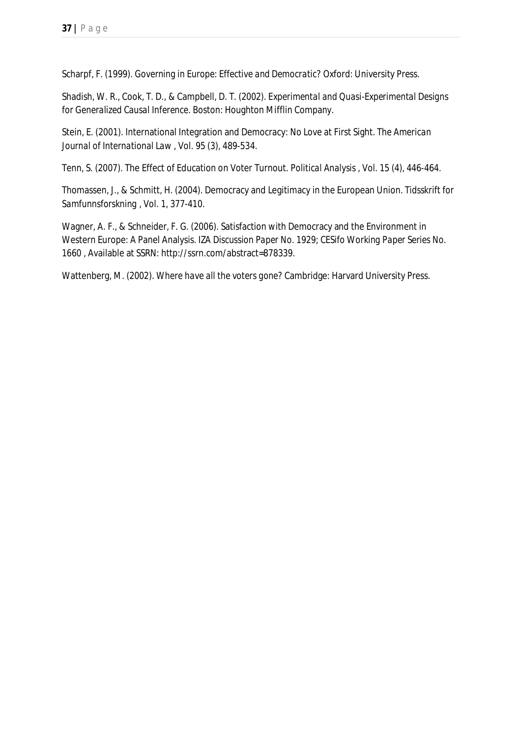Scharpf, F. (1999). *Governing in Europe: Effective and Democratic?* Oxford: University Press.

Shadish, W. R., Cook, T. D., & Campbell, D. T. (2002). *Experimental and Quasi-Experimental Designs for Generalized Causal Inference.* Boston: Houghton Mifflin Company.

Stein, E. (2001). International Integration and Democracy: No Love at First Sight. *The American Journal of International Law* , Vol. 95 (3), 489-534.

Tenn, S. (2007). The Effect of Education on Voter Turnout. *Political Analysis* , Vol. 15 (4), 446-464.

Thomassen, J., & Schmitt, H. (2004). Democracy and Legitimacy in the European Union. *Tidsskrift for Samfunnsforskning* , Vol. 1, 377-410.

Wagner, A. F., & Schneider, F. G. (2006). Satisfaction with Democracy and the Environment in Western Europe: A Panel Analysis. *IZA Discussion Paper No. 1929; CESifo Working Paper Series No. 1660* , Available at SSRN: http://ssrn.com/abstract=878339.

Wattenberg, M. (2002). *Where have all the voters gone?* Cambridge: Harvard University Press.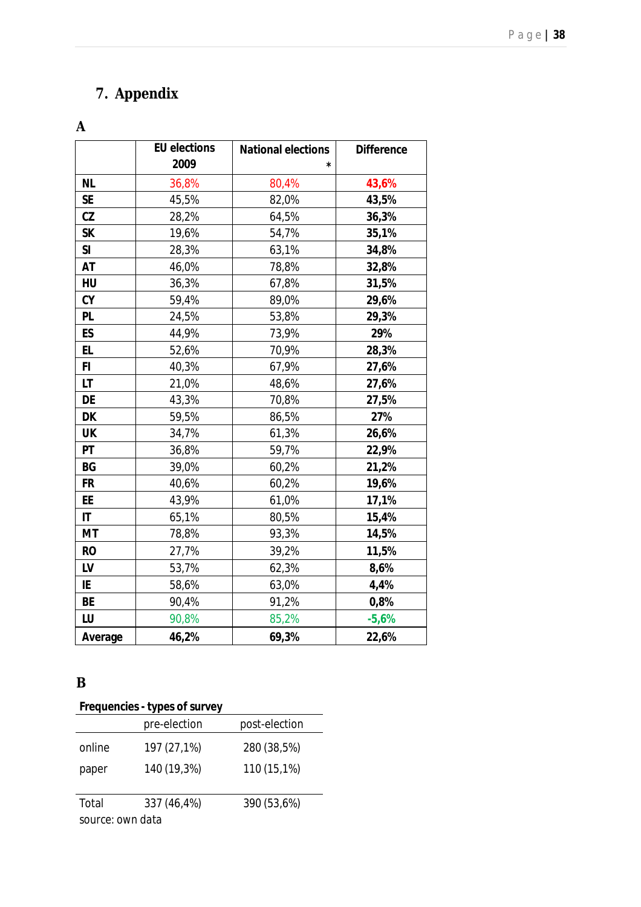# 7. Appendix

**A**

| | EU elections 2009 | National elections * | Difference |
|---|---|---|---|
| **NL** | 36,8% | 80,4% | **43,6%** |
| **SE** | 45,5% | 82,0% | **43,5%** |
| **CZ** | 28,2% | 64,5% | **36,3%** |
| **SK** | 19,6% | 54,7% | **35,1%** |
| **SI** | 28,3% | 63,1% | **34,8%** |
| **AT** | 46,0% | 78,8% | **32,8%** |
| **HU** | 36,3% | 67,8% | **31,5%** |
| **CY** | 59,4% | 89,0% | **29,6%** |
| **PL** | 24,5% | 53,8% | **29,3%** |
| **ES** | 44,9% | 73,9% | **29%** |
| **EL** | 52,6% | 70,9% | **28,3%** |
| **FI** | 40,3% | 67,9% | **27,6%** |
| **LT** | 21,0% | 48,6% | **27,6%** |
| **DE** | 43,3% | 70,8% | **27,5%** |
| **DK** | 59,5% | 86,5% | **27%** |
| **UK** | 34,7% | 61,3% | **26,6%** |
| **PT** | 36,8% | 59,7% | **22,9%** |
| **BG** | 39,0% | 60,2% | **21,2%** |
| **FR** | 40,6% | 60,2% | **19,6%** |
| **EE** | 43,9% | 61,0% | **17,1%** |
| **IT** | 65,1% | 80,5% | **15,4%** |
| **MT** | 78,8% | 93,3% | **14,5%** |
| **RO** | 27,7% | 39,2% | **11,5%** |
| **LV** | 53,7% | 62,3% | **8,6%** |
| **IE** | 58,6% | 63,0% | **4,4%** |
| **BE** | 90,4% | 91,2% | **0,8%** |
| **LU** | 90,8% | 85,2% | **-5,6%** |
| **Average** | **46,2%** | **69,3%** | **22,6%** |

**B**

**Frequencies - types of survey**

| | pre-election | post-election |
|---|---|---|
| online | 197 (27,1%) | 280 (38,5%) |
| paper | 140 (19,3%) | 110 (15,1%) |
| Total | 337 (46,4%) | 390 (53,6%) |

source: own data